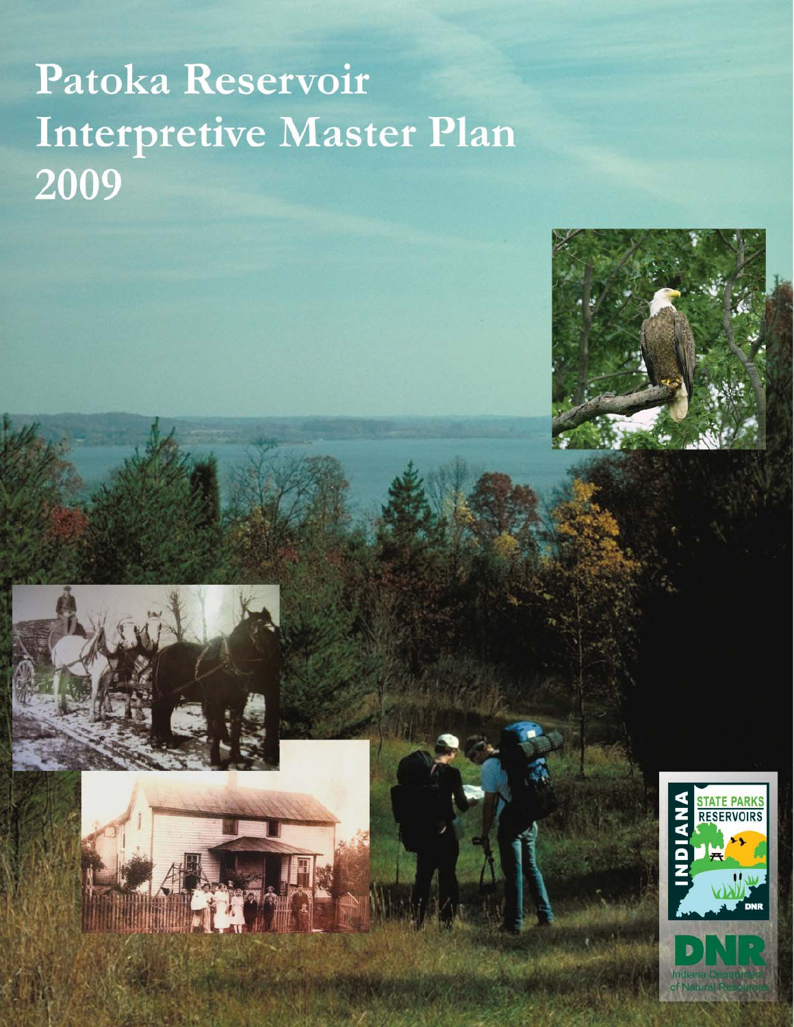# Patoka Reservoir Interpretive Master Plan 2009

INDIANA STATE PARKS RESERVOIRS

DNR

DNR

Indiana Department of Natural Resources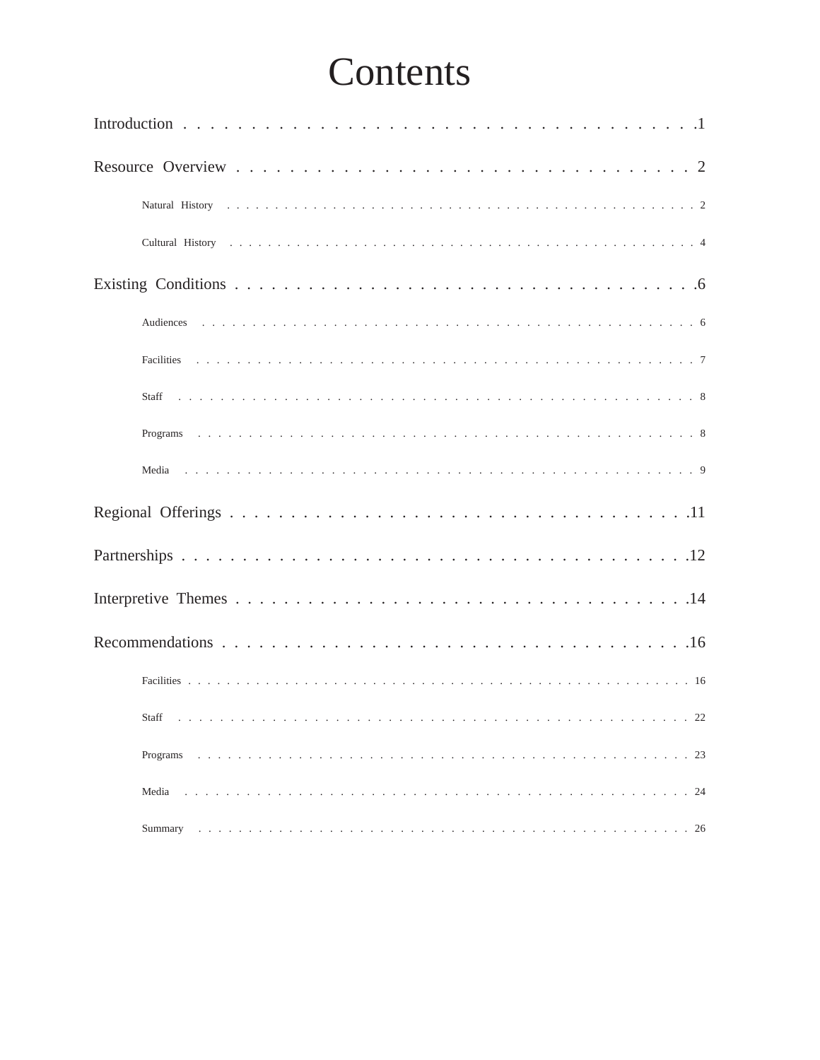# Contents

Introduction . . . . . . . . . . . . . . . . . . . . . . . . . . . . . . . . . . . . . 1

Resource Overview . . . . . . . . . . . . . . . . . . . . . . . . . . . . . . . . . 2

- Natural History . . . . . . . . . . . . . . . . . . . . . . . . . . . . . . . . . . . . . 2
- Cultural History . . . . . . . . . . . . . . . . . . . . . . . . . . . . . . . . . . . . 4

Existing Conditions . . . . . . . . . . . . . . . . . . . . . . . . . . . . . . . . . 6

- Audiences . . . . . . . . . . . . . . . . . . . . . . . . . . . . . . . . . . . . . . . . 6
- Facilities . . . . . . . . . . . . . . . . . . . . . . . . . . . . . . . . . . . . . . . . 7
- Staff . . . . . . . . . . . . . . . . . . . . . . . . . . . . . . . . . . . . . . . . . . . 8
- Programs . . . . . . . . . . . . . . . . . . . . . . . . . . . . . . . . . . . . . . . . 8
- Media . . . . . . . . . . . . . . . . . . . . . . . . . . . . . . . . . . . . . . . . . . 9

Regional Offerings . . . . . . . . . . . . . . . . . . . . . . . . . . . . . . . . . 11

Partnerships . . . . . . . . . . . . . . . . . . . . . . . . . . . . . . . . . . . . . 12

Interpretive Themes . . . . . . . . . . . . . . . . . . . . . . . . . . . . . . . . 14

Recommendations . . . . . . . . . . . . . . . . . . . . . . . . . . . . . . . . . 16

- Facilities . . . . . . . . . . . . . . . . . . . . . . . . . . . . . . . . . . . . . . . . 16
- Staff . . . . . . . . . . . . . . . . . . . . . . . . . . . . . . . . . . . . . . . . . . . 22
- Programs . . . . . . . . . . . . . . . . . . . . . . . . . . . . . . . . . . . . . . . . 23
- Media . . . . . . . . . . . . . . . . . . . . . . . . . . . . . . . . . . . . . . . . . . 24
- Summary . . . . . . . . . . . . . . . . . . . . . . . . . . . . . . . . . . . . . . . . 26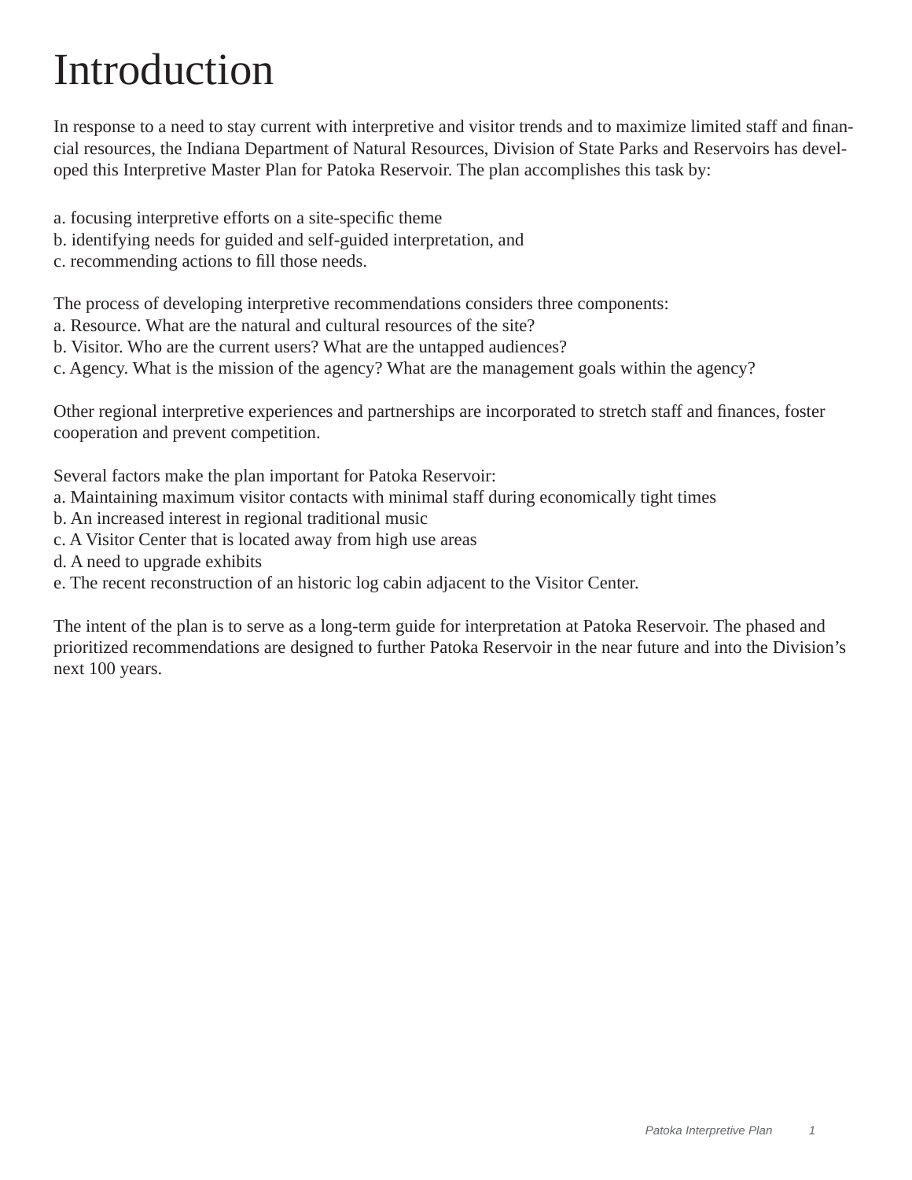# Introduction

In response to a need to stay current with interpretive and visitor trends and to maximize limited staff and financial resources, the Indiana Department of Natural Resources, Division of State Parks and Reservoirs has developed this Interpretive Master Plan for Patoka Reservoir. The plan accomplishes this task by:

a. focusing interpretive efforts on a site-specific theme
b. identifying needs for guided and self-guided interpretation, and
c. recommending actions to fill those needs.

The process of developing interpretive recommendations considers three components:
a. Resource. What are the natural and cultural resources of the site?
b. Visitor. Who are the current users? What are the untapped audiences?
c. Agency. What is the mission of the agency? What are the management goals within the agency?

Other regional interpretive experiences and partnerships are incorporated to stretch staff and finances, foster cooperation and prevent competition.

Several factors make the plan important for Patoka Reservoir:
a. Maintaining maximum visitor contacts with minimal staff during economically tight times
b. An increased interest in regional traditional music
c. A Visitor Center that is located away from high use areas
d. A need to upgrade exhibits
e. The recent reconstruction of an historic log cabin adjacent to the Visitor Center.

The intent of the plan is to serve as a long-term guide for interpretation at Patoka Reservoir. The phased and prioritized recommendations are designed to further Patoka Reservoir in the near future and into the Division's next 100 years.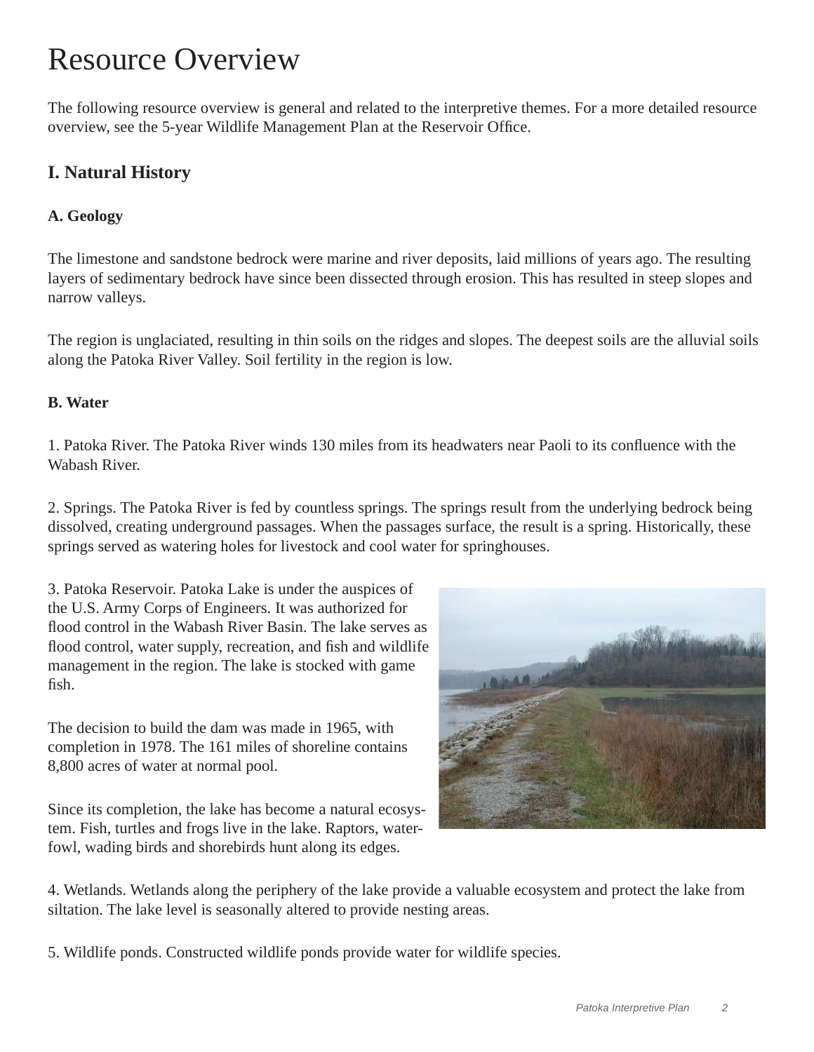# Resource Overview

The following resource overview is general and related to the interpretive themes. For a more detailed resource overview, see the 5-year Wildlife Management Plan at the Reservoir Office.

## I. Natural History

### A. Geology

The limestone and sandstone bedrock were marine and river deposits, laid millions of years ago. The resulting layers of sedimentary bedrock have since been dissected through erosion. This has resulted in steep slopes and narrow valleys.

The region is unglaciated, resulting in thin soils on the ridges and slopes. The deepest soils are the alluvial soils along the Patoka River Valley. Soil fertility in the region is low.

### B. Water

1. Patoka River. The Patoka River winds 130 miles from its headwaters near Paoli to its confluence with the Wabash River.

2. Springs. The Patoka River is fed by countless springs. The springs result from the underlying bedrock being dissolved, creating underground passages. When the passages surface, the result is a spring. Historically, these springs served as watering holes for livestock and cool water for springhouses.

3. Patoka Reservoir. Patoka Lake is under the auspices of the U.S. Army Corps of Engineers. It was authorized for flood control in the Wabash River Basin. The lake serves as flood control, water supply, recreation, and fish and wildlife management in the region. The lake is stocked with game fish.

The decision to build the dam was made in 1965, with completion in 1978. The 161 miles of shoreline contains 8,800 acres of water at normal pool.

Since its completion, the lake has become a natural ecosystem. Fish, turtles and frogs live in the lake. Raptors, waterfowl, wading birds and shorebirds hunt along its edges.

4. Wetlands. Wetlands along the periphery of the lake provide a valuable ecosystem and protect the lake from siltation. The lake level is seasonally altered to provide nesting areas.

5. Wildlife ponds. Constructed wildlife ponds provide water for wildlife species.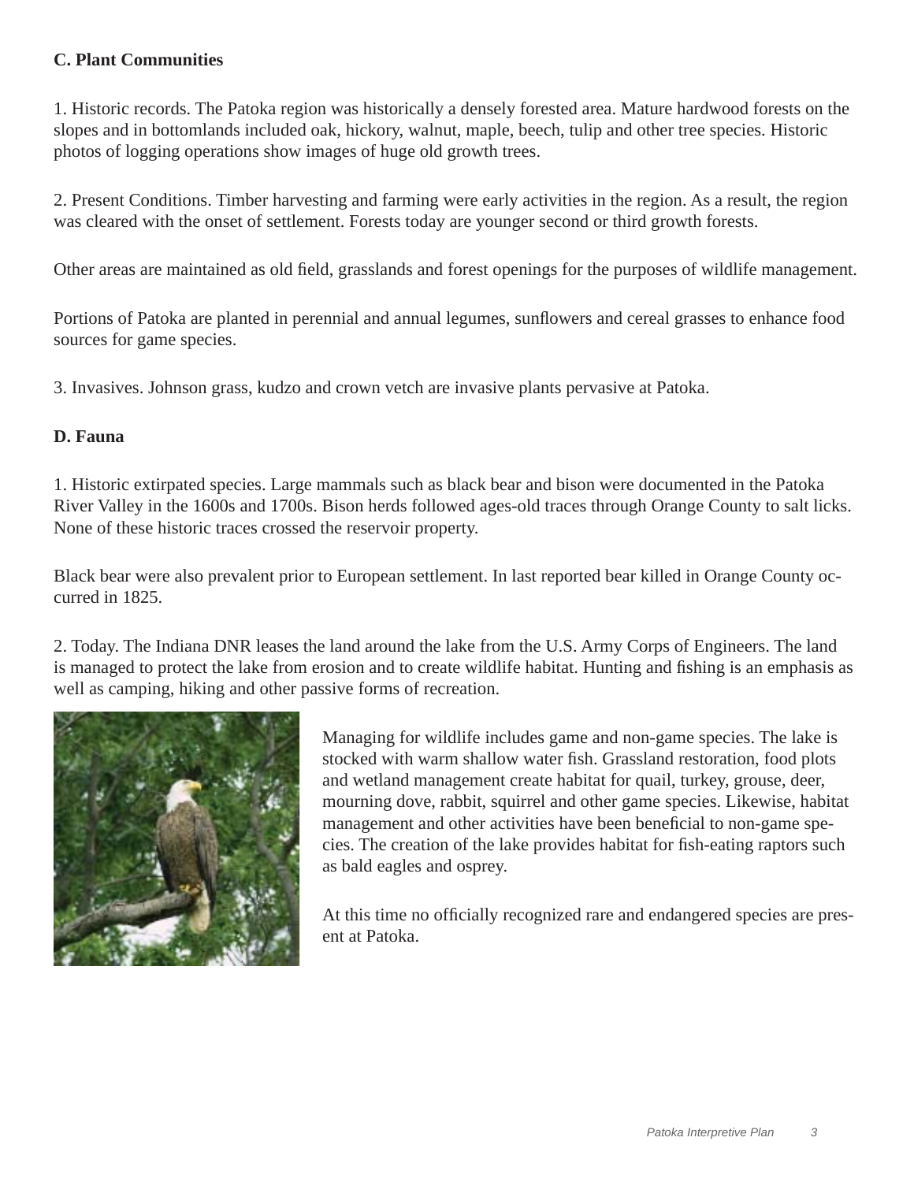**C. Plant Communities**

1. Historic records. The Patoka region was historically a densely forested area. Mature hardwood forests on the slopes and in bottomlands included oak, hickory, walnut, maple, beech, tulip and other tree species. Historic photos of logging operations show images of huge old growth trees.

2. Present Conditions. Timber harvesting and farming were early activities in the region. As a result, the region was cleared with the onset of settlement. Forests today are younger second or third growth forests.

Other areas are maintained as old field, grasslands and forest openings for the purposes of wildlife management.

Portions of Patoka are planted in perennial and annual legumes, sunflowers and cereal grasses to enhance food sources for game species.

3. Invasives. Johnson grass, kudzo and crown vetch are invasive plants pervasive at Patoka.

**D. Fauna**

1. Historic extirpated species. Large mammals such as black bear and bison were documented in the Patoka River Valley in the 1600s and 1700s. Bison herds followed ages-old traces through Orange County to salt licks. None of these historic traces crossed the reservoir property.

Black bear were also prevalent prior to European settlement. In last reported bear killed in Orange County occurred in 1825.

2. Today. The Indiana DNR leases the land around the lake from the U.S. Army Corps of Engineers. The land is managed to protect the lake from erosion and to create wildlife habitat. Hunting and fishing is an emphasis as well as camping, hiking and other passive forms of recreation.

Managing for wildlife includes game and non-game species. The lake is stocked with warm shallow water fish. Grassland restoration, food plots and wetland management create habitat for quail, turkey, grouse, deer, mourning dove, rabbit, squirrel and other game species. Likewise, habitat management and other activities have been beneficial to non-game species. The creation of the lake provides habitat for fish-eating raptors such as bald eagles and osprey.

At this time no officially recognized rare and endangered species are present at Patoka.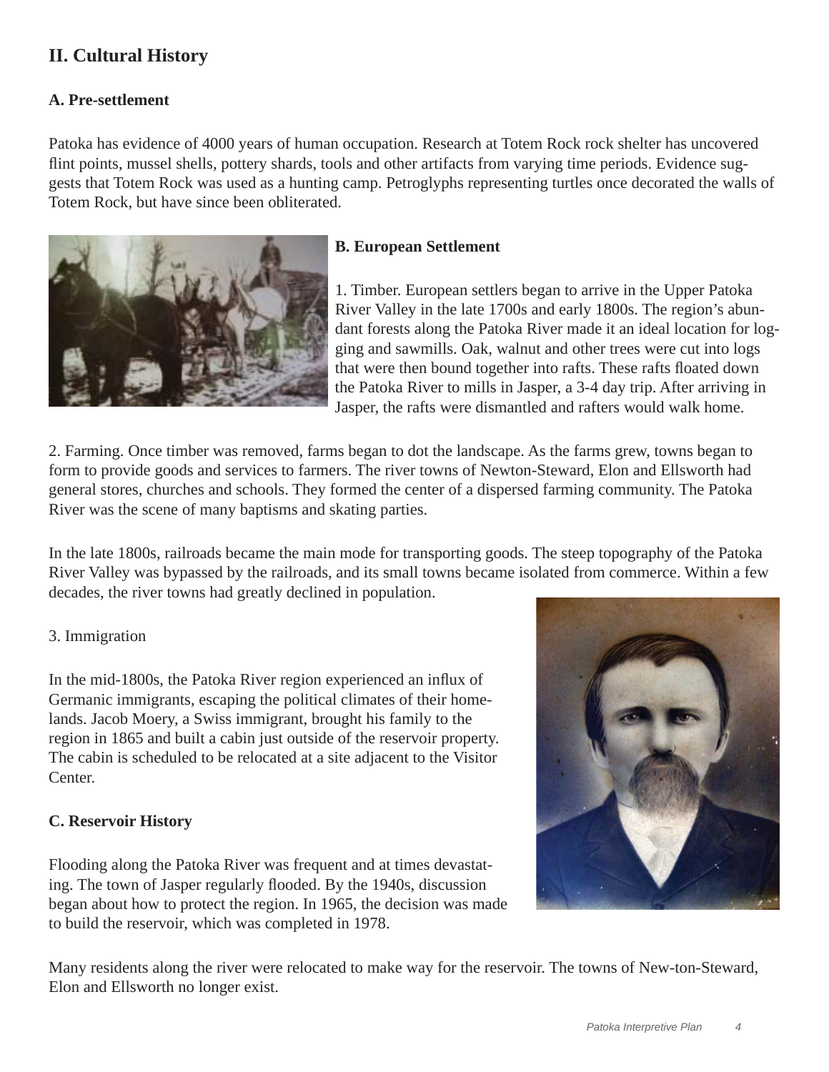## II. Cultural History

### A. Pre-settlement

Patoka has evidence of 4000 years of human occupation. Research at Totem Rock rock shelter has uncovered flint points, mussel shells, pottery shards, tools and other artifacts from varying time periods. Evidence suggests that Totem Rock was used as a hunting camp. Petroglyphs representing turtles once decorated the walls of Totem Rock, but have since been obliterated.

### B. European Settlement

1. Timber. European settlers began to arrive in the Upper Patoka River Valley in the late 1700s and early 1800s. The region's abundant forests along the Patoka River made it an ideal location for logging and sawmills. Oak, walnut and other trees were cut into logs that were then bound together into rafts. These rafts floated down the Patoka River to mills in Jasper, a 3-4 day trip. After arriving in Jasper, the rafts were dismantled and rafters would walk home.

2. Farming. Once timber was removed, farms began to dot the landscape. As the farms grew, towns began to form to provide goods and services to farmers. The river towns of Newton-Steward, Elon and Ellsworth had general stores, churches and schools. They formed the center of a dispersed farming community. The Patoka River was the scene of many baptisms and skating parties.

In the late 1800s, railroads became the main mode for transporting goods. The steep topography of the Patoka River Valley was bypassed by the railroads, and its small towns became isolated from commerce. Within a few decades, the river towns had greatly declined in population.

3. Immigration

In the mid-1800s, the Patoka River region experienced an influx of Germanic immigrants, escaping the political climates of their homelands. Jacob Moery, a Swiss immigrant, brought his family to the region in 1865 and built a cabin just outside of the reservoir property. The cabin is scheduled to be relocated at a site adjacent to the Visitor Center.

### C. Reservoir History

Flooding along the Patoka River was frequent and at times devastating. The town of Jasper regularly flooded. By the 1940s, discussion began about how to protect the region. In 1965, the decision was made to build the reservoir, which was completed in 1978.

Many residents along the river were relocated to make way for the reservoir. The towns of New-ton-Steward, Elon and Ellsworth no longer exist.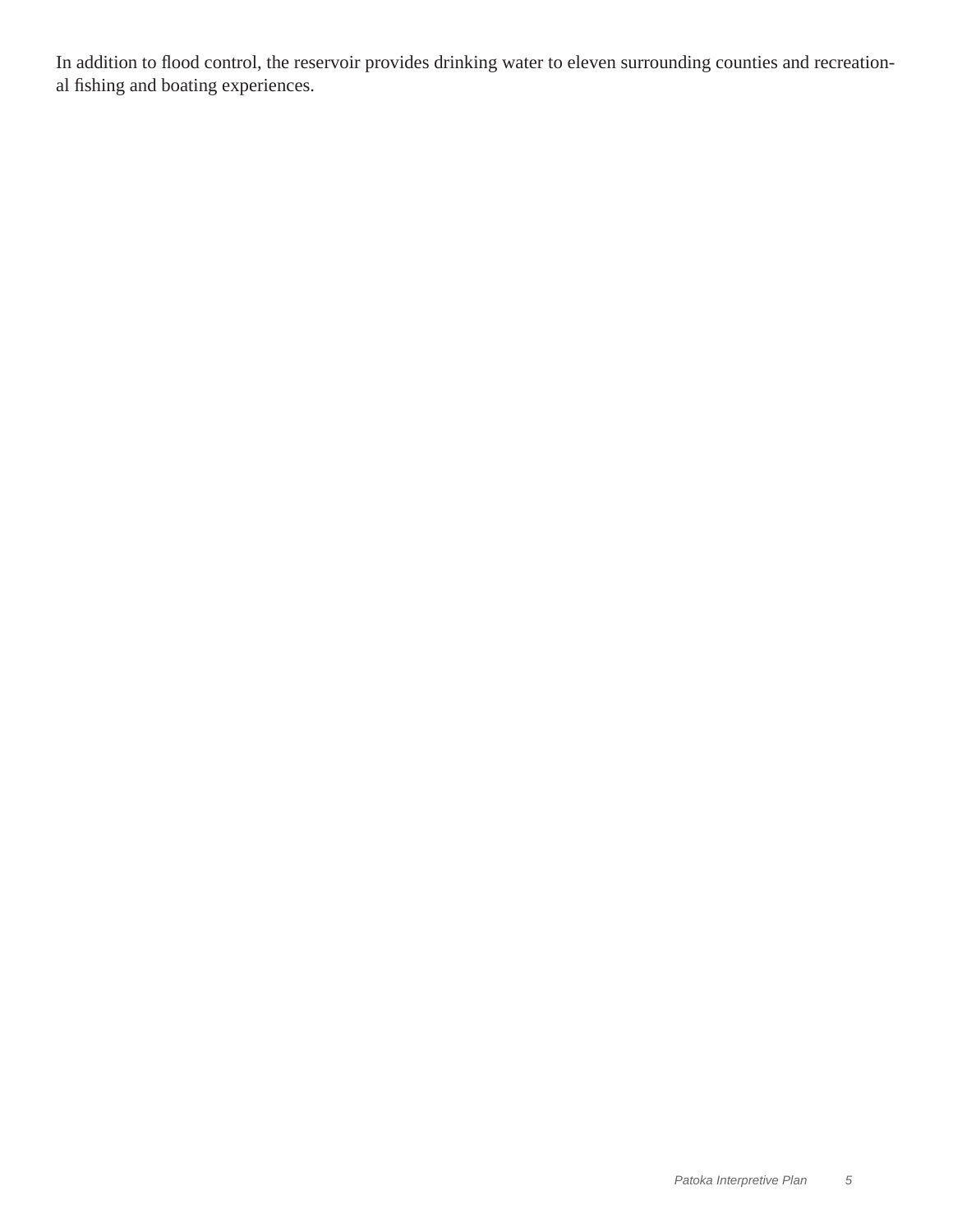In addition to flood control, the reservoir provides drinking water to eleven surrounding counties and recreational fishing and boating experiences.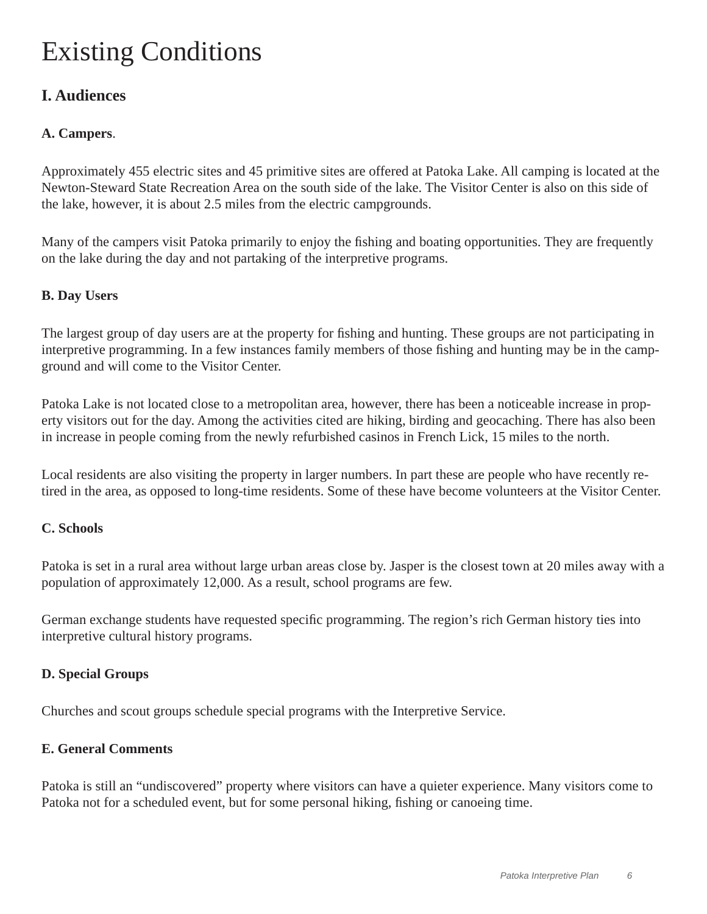# Existing Conditions

## I. Audiences

### A. Campers.

Approximately 455 electric sites and 45 primitive sites are offered at Patoka Lake. All camping is located at the Newton-Steward State Recreation Area on the south side of the lake. The Visitor Center is also on this side of the lake, however, it is about 2.5 miles from the electric campgrounds.

Many of the campers visit Patoka primarily to enjoy the fishing and boating opportunities. They are frequently on the lake during the day and not partaking of the interpretive programs.

### B. Day Users

The largest group of day users are at the property for fishing and hunting. These groups are not participating in interpretive programming. In a few instances family members of those fishing and hunting may be in the campground and will come to the Visitor Center.

Patoka Lake is not located close to a metropolitan area, however, there has been a noticeable increase in property visitors out for the day. Among the activities cited are hiking, birding and geocaching. There has also been in increase in people coming from the newly refurbished casinos in French Lick, 15 miles to the north.

Local residents are also visiting the property in larger numbers. In part these are people who have recently retired in the area, as opposed to long-time residents. Some of these have become volunteers at the Visitor Center.

### C. Schools

Patoka is set in a rural area without large urban areas close by. Jasper is the closest town at 20 miles away with a population of approximately 12,000. As a result, school programs are few.

German exchange students have requested specific programming. The region's rich German history ties into interpretive cultural history programs.

### D. Special Groups

Churches and scout groups schedule special programs with the Interpretive Service.

### E. General Comments

Patoka is still an "undiscovered" property where visitors can have a quieter experience. Many visitors come to Patoka not for a scheduled event, but for some personal hiking, fishing or canoeing time.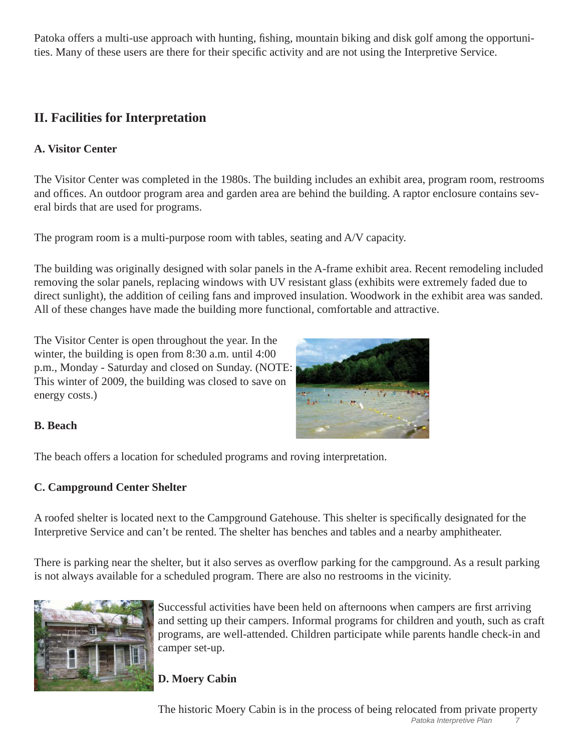Patoka offers a multi-use approach with hunting, fishing, mountain biking and disk golf among the opportunities. Many of these users are there for their specific activity and are not using the Interpretive Service.

## II. Facilities for Interpretation

### A. Visitor Center

The Visitor Center was completed in the 1980s. The building includes an exhibit area, program room, restrooms and offices. An outdoor program area and garden area are behind the building. A raptor enclosure contains several birds that are used for programs.

The program room is a multi-purpose room with tables, seating and A/V capacity.

The building was originally designed with solar panels in the A-frame exhibit area. Recent remodeling included removing the solar panels, replacing windows with UV resistant glass (exhibits were extremely faded due to direct sunlight), the addition of ceiling fans and improved insulation. Woodwork in the exhibit area was sanded. All of these changes have made the building more functional, comfortable and attractive.

The Visitor Center is open throughout the year. In the winter, the building is open from 8:30 a.m. until 4:00 p.m., Monday - Saturday and closed on Sunday. (NOTE: This winter of 2009, the building was closed to save on energy costs.)

### B. Beach

The beach offers a location for scheduled programs and roving interpretation.

### C. Campground Center Shelter

A roofed shelter is located next to the Campground Gatehouse. This shelter is specifically designated for the Interpretive Service and can't be rented. The shelter has benches and tables and a nearby amphitheater.

There is parking near the shelter, but it also serves as overflow parking for the campground. As a result parking is not always available for a scheduled program. There are also no restrooms in the vicinity.

Successful activities have been held on afternoons when campers are first arriving and setting up their campers. Informal programs for children and youth, such as craft programs, are well-attended. Children participate while parents handle check-in and camper set-up.

### D. Moery Cabin

The historic Moery Cabin is in the process of being relocated from private property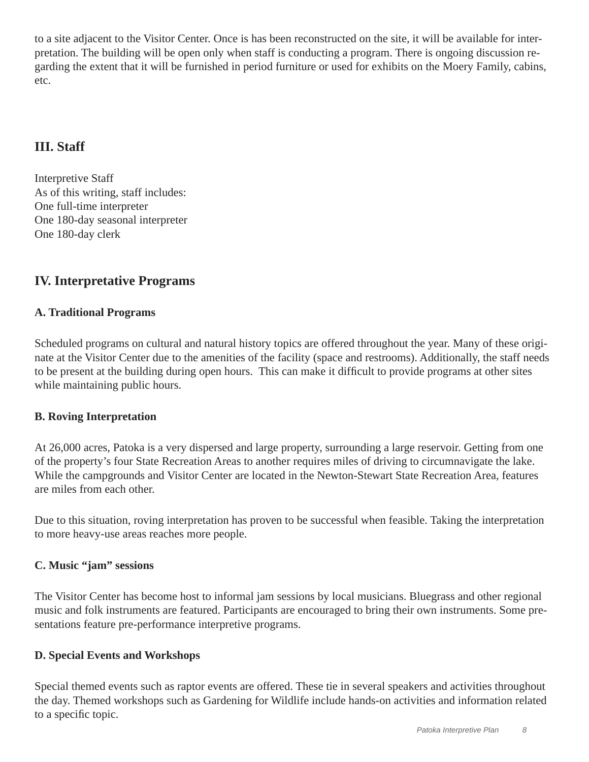to a site adjacent to the Visitor Center. Once is has been reconstructed on the site, it will be available for interpretation. The building will be open only when staff is conducting a program. There is ongoing discussion regarding the extent that it will be furnished in period furniture or used for exhibits on the Moery Family, cabins, etc.

## III. Staff

Interpretive Staff
As of this writing, staff includes:
One full-time interpreter
One 180-day seasonal interpreter
One 180-day clerk

## IV. Interpretative Programs

### A. Traditional Programs

Scheduled programs on cultural and natural history topics are offered throughout the year. Many of these originate at the Visitor Center due to the amenities of the facility (space and restrooms). Additionally, the staff needs to be present at the building during open hours. This can make it difficult to provide programs at other sites while maintaining public hours.

### B. Roving Interpretation

At 26,000 acres, Patoka is a very dispersed and large property, surrounding a large reservoir. Getting from one of the property's four State Recreation Areas to another requires miles of driving to circumnavigate the lake. While the campgrounds and Visitor Center are located in the Newton-Stewart State Recreation Area, features are miles from each other.

Due to this situation, roving interpretation has proven to be successful when feasible. Taking the interpretation to more heavy-use areas reaches more people.

### C. Music "jam" sessions

The Visitor Center has become host to informal jam sessions by local musicians. Bluegrass and other regional music and folk instruments are featured. Participants are encouraged to bring their own instruments. Some presentations feature pre-performance interpretive programs.

### D. Special Events and Workshops

Special themed events such as raptor events are offered. These tie in several speakers and activities throughout the day. Themed workshops such as Gardening for Wildlife include hands-on activities and information related to a specific topic.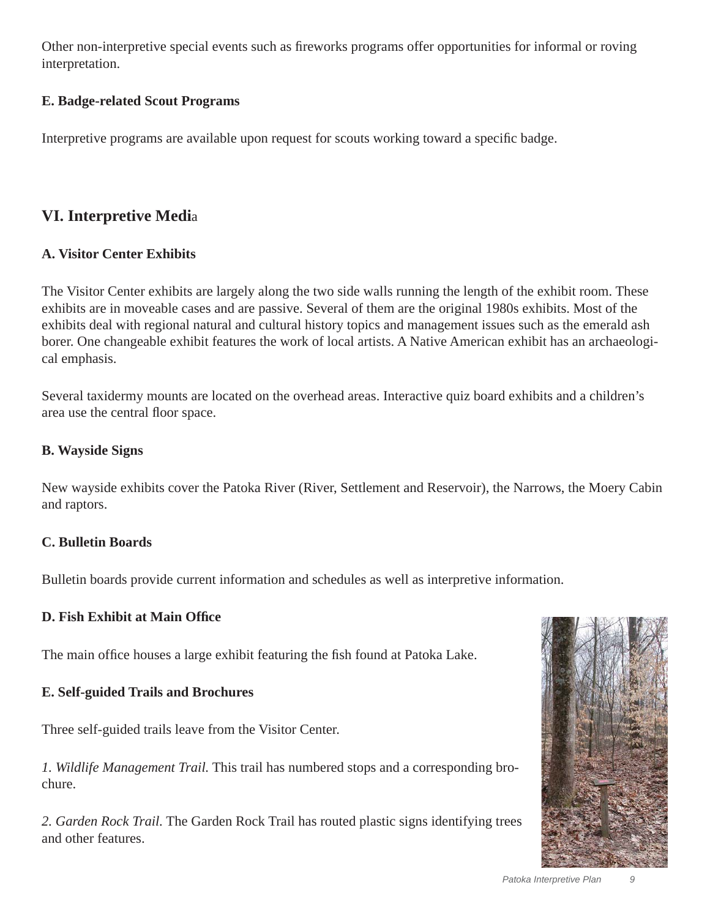Other non-interpretive special events such as fireworks programs offer opportunities for informal or roving interpretation.

### E. Badge-related Scout Programs

Interpretive programs are available upon request for scouts working toward a specific badge.

## VI. Interpretive Media

### A. Visitor Center Exhibits

The Visitor Center exhibits are largely along the two side walls running the length of the exhibit room. These exhibits are in moveable cases and are passive. Several of them are the original 1980s exhibits. Most of the exhibits deal with regional natural and cultural history topics and management issues such as the emerald ash borer. One changeable exhibit features the work of local artists. A Native American exhibit has an archaeological emphasis.

Several taxidermy mounts are located on the overhead areas. Interactive quiz board exhibits and a children's area use the central floor space.

### B. Wayside Signs

New wayside exhibits cover the Patoka River (River, Settlement and Reservoir), the Narrows, the Moery Cabin and raptors.

### C. Bulletin Boards

Bulletin boards provide current information and schedules as well as interpretive information.

### D. Fish Exhibit at Main Office

The main office houses a large exhibit featuring the fish found at Patoka Lake.

### E. Self-guided Trails and Brochures

Three self-guided trails leave from the Visitor Center.

*1. Wildlife Management Trail.* This trail has numbered stops and a corresponding brochure.

*2. Garden Rock Trail.* The Garden Rock Trail has routed plastic signs identifying trees and other features.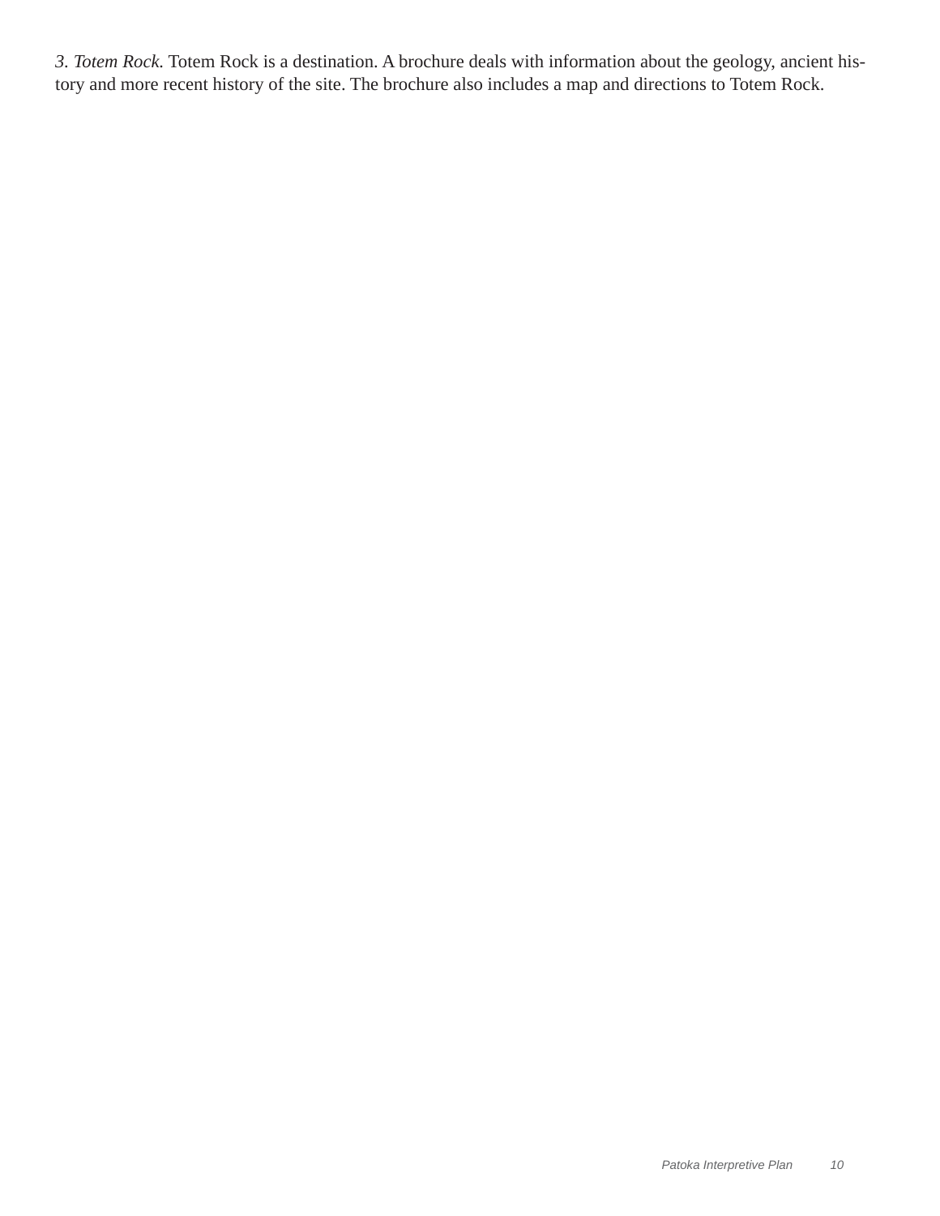*3. Totem Rock.* Totem Rock is a destination. A brochure deals with information about the geology, ancient history and more recent history of the site. The brochure also includes a map and directions to Totem Rock.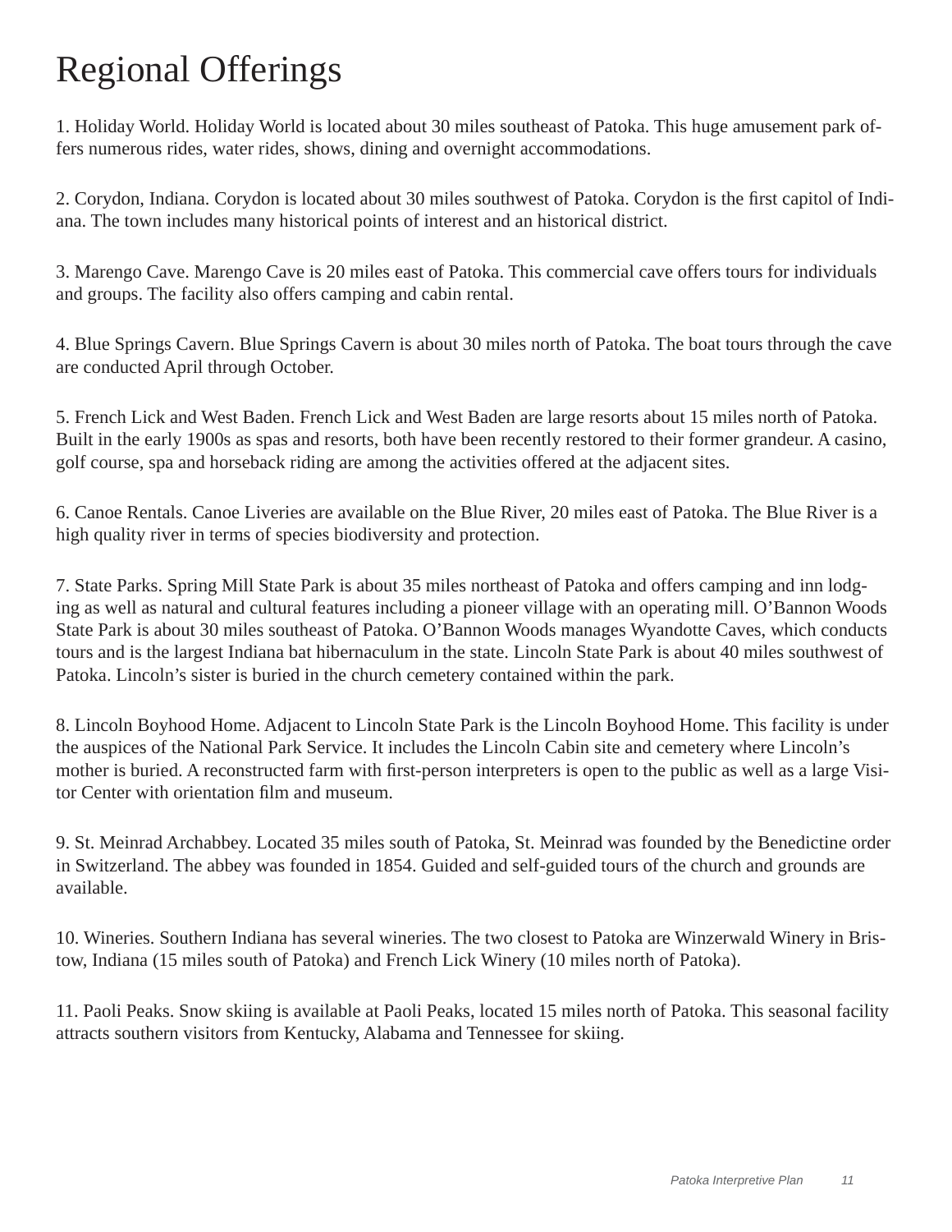# Regional Offerings

1. Holiday World. Holiday World is located about 30 miles southeast of Patoka. This huge amusement park offers numerous rides, water rides, shows, dining and overnight accommodations.

2. Corydon, Indiana. Corydon is located about 30 miles southwest of Patoka. Corydon is the first capitol of Indiana. The town includes many historical points of interest and an historical district.

3. Marengo Cave. Marengo Cave is 20 miles east of Patoka. This commercial cave offers tours for individuals and groups. The facility also offers camping and cabin rental.

4. Blue Springs Cavern. Blue Springs Cavern is about 30 miles north of Patoka. The boat tours through the cave are conducted April through October.

5. French Lick and West Baden. French Lick and West Baden are large resorts about 15 miles north of Patoka. Built in the early 1900s as spas and resorts, both have been recently restored to their former grandeur. A casino, golf course, spa and horseback riding are among the activities offered at the adjacent sites.

6. Canoe Rentals. Canoe Liveries are available on the Blue River, 20 miles east of Patoka. The Blue River is a high quality river in terms of species biodiversity and protection.

7. State Parks. Spring Mill State Park is about 35 miles northeast of Patoka and offers camping and inn lodging as well as natural and cultural features including a pioneer village with an operating mill. O'Bannon Woods State Park is about 30 miles southeast of Patoka. O'Bannon Woods manages Wyandotte Caves, which conducts tours and is the largest Indiana bat hibernaculum in the state. Lincoln State Park is about 40 miles southwest of Patoka. Lincoln's sister is buried in the church cemetery contained within the park.

8. Lincoln Boyhood Home. Adjacent to Lincoln State Park is the Lincoln Boyhood Home. This facility is under the auspices of the National Park Service. It includes the Lincoln Cabin site and cemetery where Lincoln's mother is buried. A reconstructed farm with first-person interpreters is open to the public as well as a large Visitor Center with orientation film and museum.

9. St. Meinrad Archabbey. Located 35 miles south of Patoka, St. Meinrad was founded by the Benedictine order in Switzerland. The abbey was founded in 1854. Guided and self-guided tours of the church and grounds are available.

10. Wineries. Southern Indiana has several wineries. The two closest to Patoka are Winzerwald Winery in Bristow, Indiana (15 miles south of Patoka) and French Lick Winery (10 miles north of Patoka).

11. Paoli Peaks. Snow skiing is available at Paoli Peaks, located 15 miles north of Patoka. This seasonal facility attracts southern visitors from Kentucky, Alabama and Tennessee for skiing.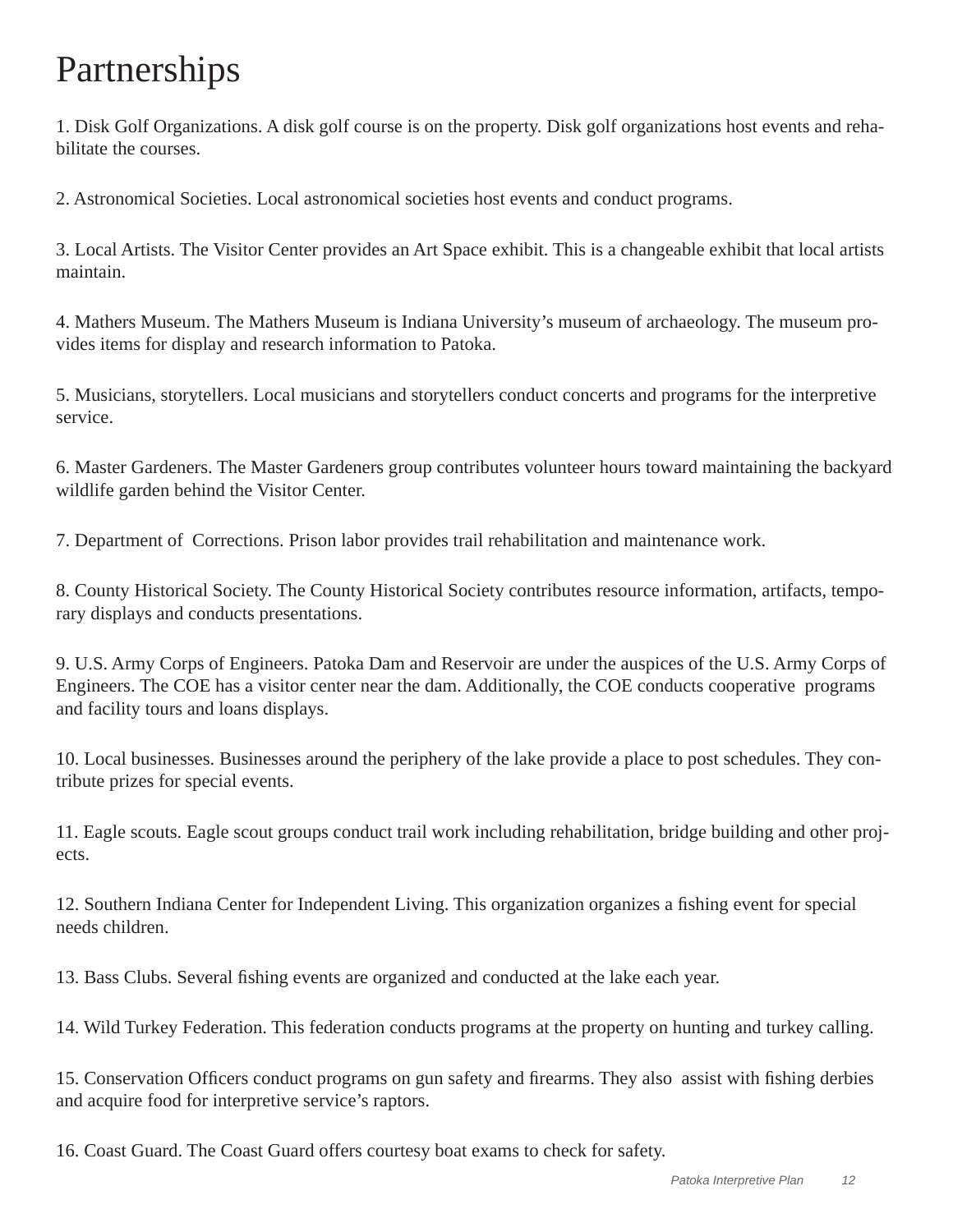# Partnerships

1. Disk Golf Organizations. A disk golf course is on the property. Disk golf organizations host events and rehabilitate the courses.

2. Astronomical Societies. Local astronomical societies host events and conduct programs.

3. Local Artists. The Visitor Center provides an Art Space exhibit. This is a changeable exhibit that local artists maintain.

4. Mathers Museum. The Mathers Museum is Indiana University's museum of archaeology. The museum provides items for display and research information to Patoka.

5. Musicians, storytellers. Local musicians and storytellers conduct concerts and programs for the interpretive service.

6. Master Gardeners. The Master Gardeners group contributes volunteer hours toward maintaining the backyard wildlife garden behind the Visitor Center.

7. Department of Corrections. Prison labor provides trail rehabilitation and maintenance work.

8. County Historical Society. The County Historical Society contributes resource information, artifacts, temporary displays and conducts presentations.

9. U.S. Army Corps of Engineers. Patoka Dam and Reservoir are under the auspices of the U.S. Army Corps of Engineers. The COE has a visitor center near the dam. Additionally, the COE conducts cooperative programs and facility tours and loans displays.

10. Local businesses. Businesses around the periphery of the lake provide a place to post schedules. They contribute prizes for special events.

11. Eagle scouts. Eagle scout groups conduct trail work including rehabilitation, bridge building and other projects.

12. Southern Indiana Center for Independent Living. This organization organizes a fishing event for special needs children.

13. Bass Clubs. Several fishing events are organized and conducted at the lake each year.

14. Wild Turkey Federation. This federation conducts programs at the property on hunting and turkey calling.

15. Conservation Officers conduct programs on gun safety and firearms. They also assist with fishing derbies and acquire food for interpretive service's raptors.

16. Coast Guard. The Coast Guard offers courtesy boat exams to check for safety.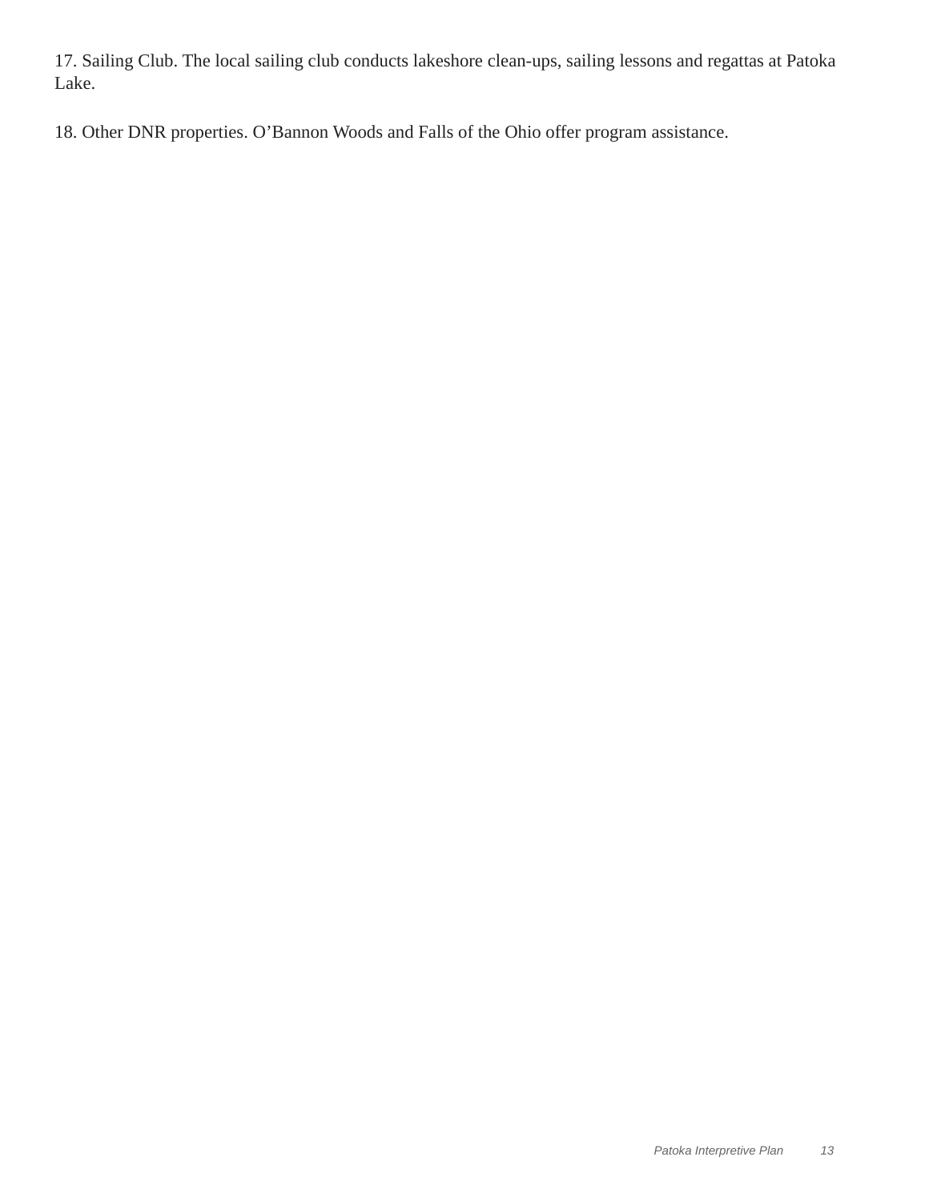17. Sailing Club. The local sailing club conducts lakeshore clean-ups, sailing lessons and regattas at Patoka Lake.

18. Other DNR properties. O’Bannon Woods and Falls of the Ohio offer program assistance.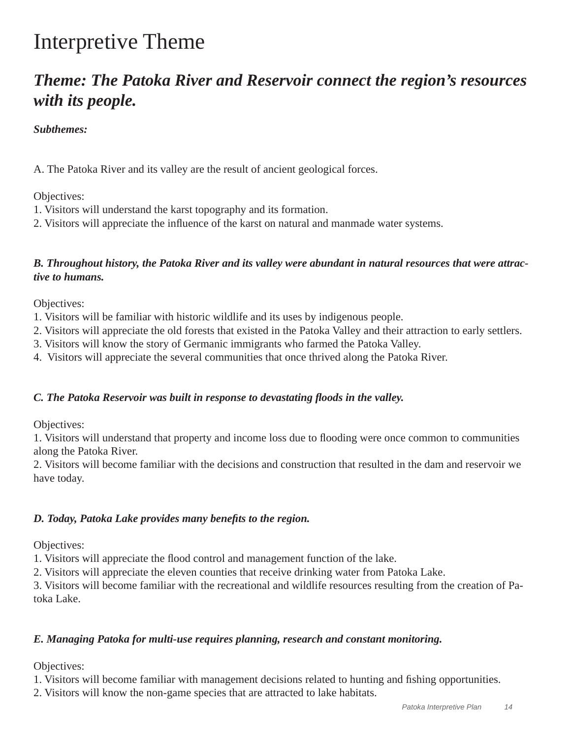# Interpretive Theme

## *Theme: The Patoka River and Reservoir connect the region's resources with its people.*

***Subthemes:***

A. The Patoka River and its valley are the result of ancient geological forces.

Objectives:
1. Visitors will understand the karst topography and its formation.
2. Visitors will appreciate the influence of the karst on natural and manmade water systems.

***B. Throughout history, the Patoka River and its valley were abundant in natural resources that were attractive to humans.***

Objectives:
1. Visitors will be familiar with historic wildlife and its uses by indigenous people.
2. Visitors will appreciate the old forests that existed in the Patoka Valley and their attraction to early settlers.
3. Visitors will know the story of Germanic immigrants who farmed the Patoka Valley.
4. Visitors will appreciate the several communities that once thrived along the Patoka River.

***C. The Patoka Reservoir was built in response to devastating floods in the valley.***

Objectives:
1. Visitors will understand that property and income loss due to flooding were once common to communities along the Patoka River.
2. Visitors will become familiar with the decisions and construction that resulted in the dam and reservoir we have today.

***D. Today, Patoka Lake provides many benefits to the region.***

Objectives:
1. Visitors will appreciate the flood control and management function of the lake.
2. Visitors will appreciate the eleven counties that receive drinking water from Patoka Lake.
3. Visitors will become familiar with the recreational and wildlife resources resulting from the creation of Patoka Lake.

***E. Managing Patoka for multi-use requires planning, research and constant monitoring.***

Objectives:
1. Visitors will become familiar with management decisions related to hunting and fishing opportunities.
2. Visitors will know the non-game species that are attracted to lake habitats.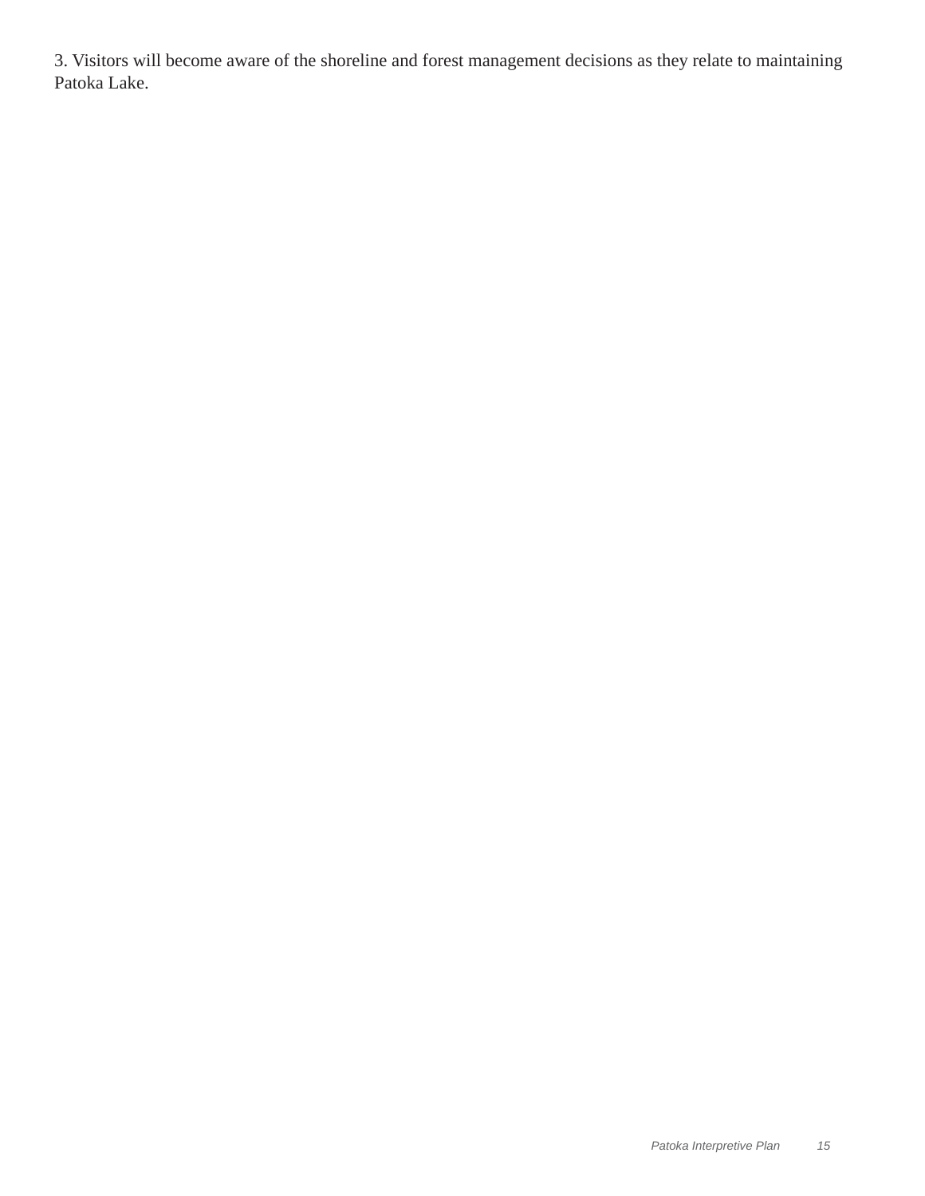3. Visitors will become aware of the shoreline and forest management decisions as they relate to maintaining Patoka Lake.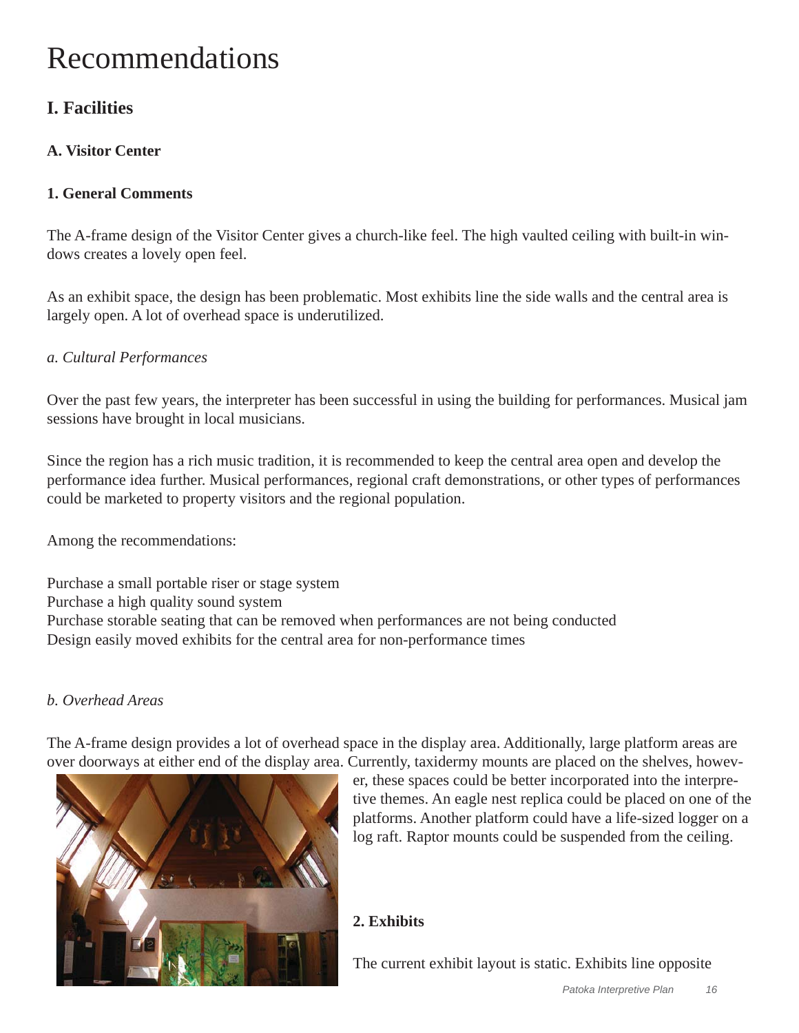# Recommendations

## I. Facilities

### A. Visitor Center

#### 1. General Comments

The A-frame design of the Visitor Center gives a church-like feel. The high vaulted ceiling with built-in windows creates a lovely open feel.

As an exhibit space, the design has been problematic. Most exhibits line the side walls and the central area is largely open. A lot of overhead space is underutilized.

*a. Cultural Performances*

Over the past few years, the interpreter has been successful in using the building for performances. Musical jam sessions have brought in local musicians.

Since the region has a rich music tradition, it is recommended to keep the central area open and develop the performance idea further. Musical performances, regional craft demonstrations, or other types of performances could be marketed to property visitors and the regional population.

Among the recommendations:

Purchase a small portable riser or stage system
Purchase a high quality sound system
Purchase storable seating that can be removed when performances are not being conducted
Design easily moved exhibits for the central area for non-performance times

*b. Overhead Areas*

The A-frame design provides a lot of overhead space in the display area. Additionally, large platform areas are over doorways at either end of the display area. Currently, taxidermy mounts are placed on the shelves, however, these spaces could be better incorporated into the interpretive themes. An eagle nest replica could be placed on one of the platforms. Another platform could have a life-sized logger on a log raft. Raptor mounts could be suspended from the ceiling.

#### 2. Exhibits

The current exhibit layout is static. Exhibits line opposite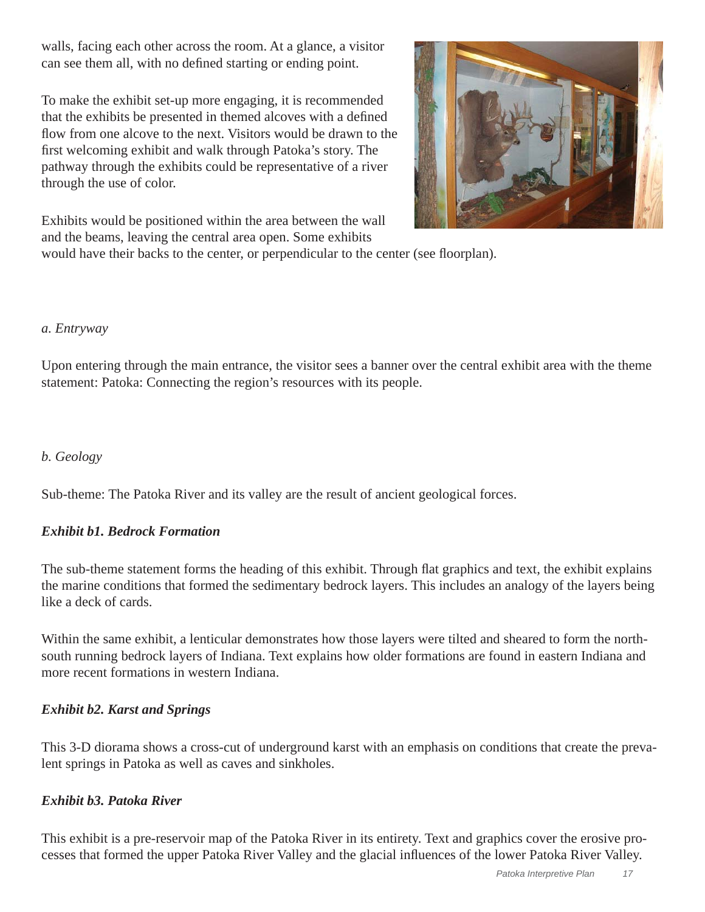walls, facing each other across the room. At a glance, a visitor can see them all, with no defined starting or ending point.

To make the exhibit set-up more engaging, it is recommended that the exhibits be presented in themed alcoves with a defined flow from one alcove to the next. Visitors would be drawn to the first welcoming exhibit and walk through Patoka's story. The pathway through the exhibits could be representative of a river through the use of color.

Exhibits would be positioned within the area between the wall and the beams, leaving the central area open. Some exhibits would have their backs to the center, or perpendicular to the center (see floorplan).

*a. Entryway*

Upon entering through the main entrance, the visitor sees a banner over the central exhibit area with the theme statement: Patoka: Connecting the region's resources with its people.

*b. Geology*

Sub-theme: The Patoka River and its valley are the result of ancient geological forces.

***Exhibit b1. Bedrock Formation***

The sub-theme statement forms the heading of this exhibit. Through flat graphics and text, the exhibit explains the marine conditions that formed the sedimentary bedrock layers. This includes an analogy of the layers being like a deck of cards.

Within the same exhibit, a lenticular demonstrates how those layers were tilted and sheared to form the north-south running bedrock layers of Indiana. Text explains how older formations are found in eastern Indiana and more recent formations in western Indiana.

***Exhibit b2. Karst and Springs***

This 3-D diorama shows a cross-cut of underground karst with an emphasis on conditions that create the prevalent springs in Patoka as well as caves and sinkholes.

***Exhibit b3. Patoka River***

This exhibit is a pre-reservoir map of the Patoka River in its entirety. Text and graphics cover the erosive processes that formed the upper Patoka River Valley and the glacial influences of the lower Patoka River Valley.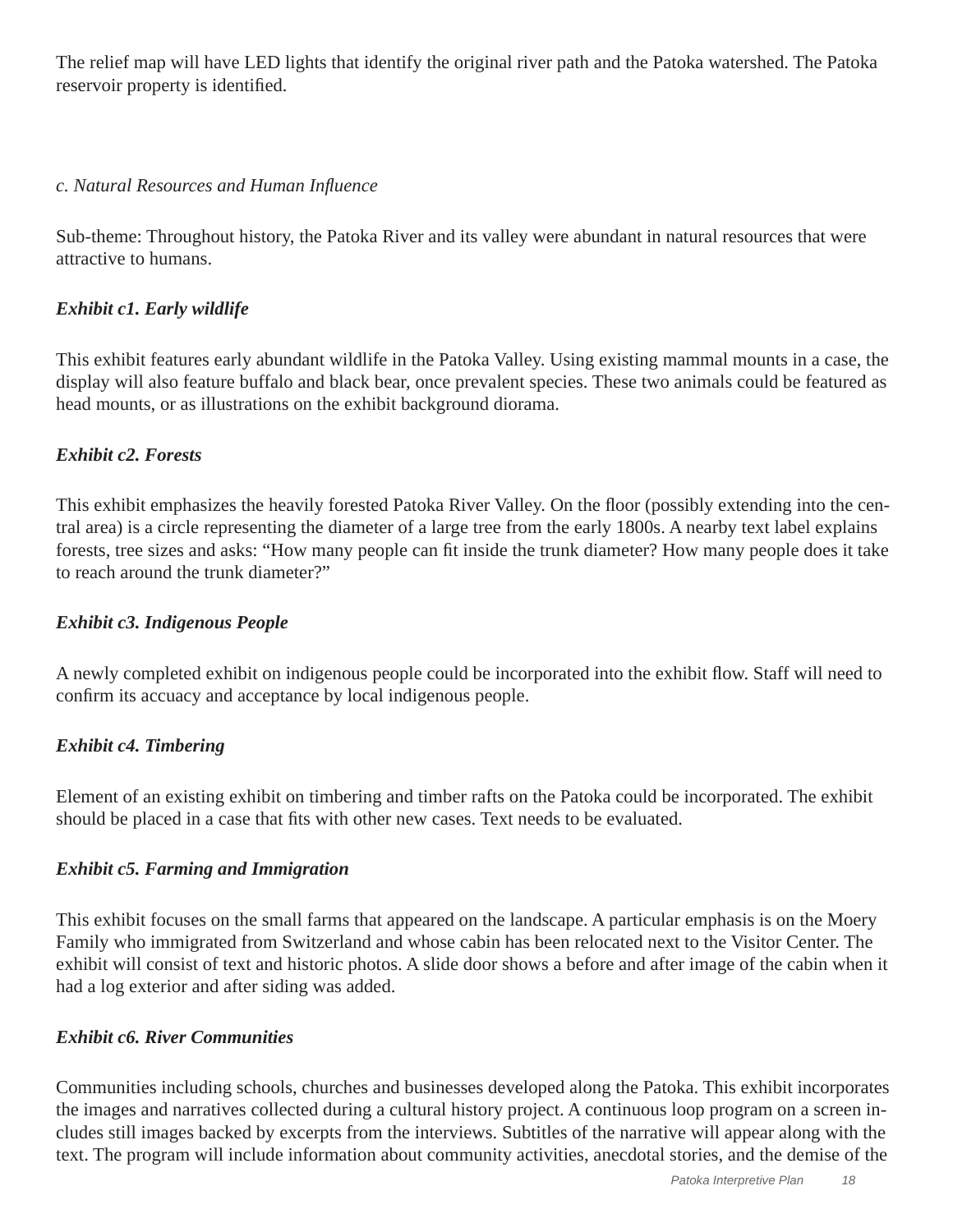The relief map will have LED lights that identify the original river path and the Patoka watershed. The Patoka reservoir property is identified.

*c. Natural Resources and Human Influence*

Sub-theme: Throughout history, the Patoka River and its valley were abundant in natural resources that were attractive to humans.

***Exhibit c1. Early wildlife***

This exhibit features early abundant wildlife in the Patoka Valley. Using existing mammal mounts in a case, the display will also feature buffalo and black bear, once prevalent species. These two animals could be featured as head mounts, or as illustrations on the exhibit background diorama.

***Exhibit c2. Forests***

This exhibit emphasizes the heavily forested Patoka River Valley. On the floor (possibly extending into the central area) is a circle representing the diameter of a large tree from the early 1800s. A nearby text label explains forests, tree sizes and asks: "How many people can fit inside the trunk diameter? How many people does it take to reach around the trunk diameter?"

***Exhibit c3. Indigenous People***

A newly completed exhibit on indigenous people could be incorporated into the exhibit flow. Staff will need to confirm its accuacy and acceptance by local indigenous people.

***Exhibit c4. Timbering***

Element of an existing exhibit on timbering and timber rafts on the Patoka could be incorporated. The exhibit should be placed in a case that fits with other new cases. Text needs to be evaluated.

***Exhibit c5. Farming and Immigration***

This exhibit focuses on the small farms that appeared on the landscape. A particular emphasis is on the Moery Family who immigrated from Switzerland and whose cabin has been relocated next to the Visitor Center. The exhibit will consist of text and historic photos. A slide door shows a before and after image of the cabin when it had a log exterior and after siding was added.

***Exhibit c6. River Communities***

Communities including schools, churches and businesses developed along the Patoka. This exhibit incorporates the images and narratives collected during a cultural history project. A continuous loop program on a screen includes still images backed by excerpts from the interviews. Subtitles of the narrative will appear along with the text. The program will include information about community activities, anecdotal stories, and the demise of the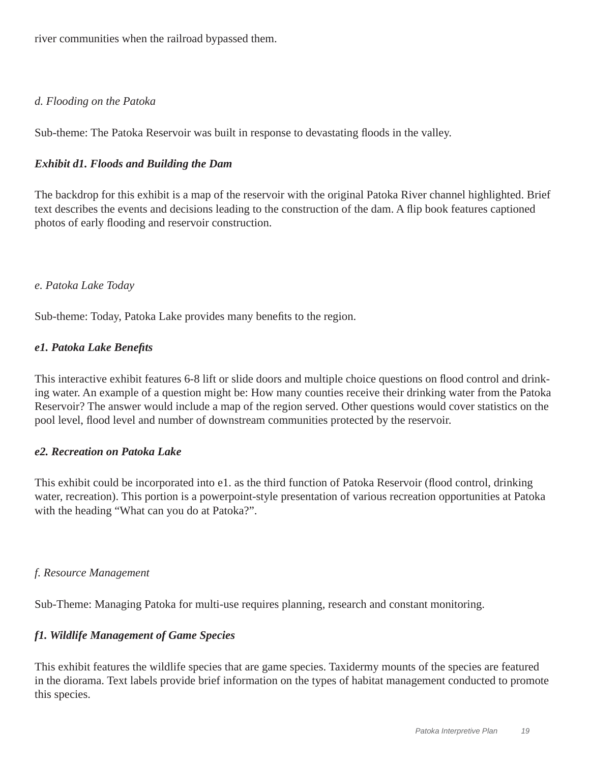river communities when the railroad bypassed them.

*d. Flooding on the Patoka*

Sub-theme: The Patoka Reservoir was built in response to devastating floods in the valley.

***Exhibit d1. Floods and Building the Dam***

The backdrop for this exhibit is a map of the reservoir with the original Patoka River channel highlighted. Brief text describes the events and decisions leading to the construction of the dam. A flip book features captioned photos of early flooding and reservoir construction.

*e. Patoka Lake Today*

Sub-theme: Today, Patoka Lake provides many benefits to the region.

***e1. Patoka Lake Benefits***

This interactive exhibit features 6-8 lift or slide doors and multiple choice questions on flood control and drinking water. An example of a question might be: How many counties receive their drinking water from the Patoka Reservoir? The answer would include a map of the region served. Other questions would cover statistics on the pool level, flood level and number of downstream communities protected by the reservoir.

***e2. Recreation on Patoka Lake***

This exhibit could be incorporated into e1. as the third function of Patoka Reservoir (flood control, drinking water, recreation). This portion is a powerpoint-style presentation of various recreation opportunities at Patoka with the heading “What can you do at Patoka?”.

*f. Resource Management*

Sub-Theme: Managing Patoka for multi-use requires planning, research and constant monitoring.

***f1. Wildlife Management of Game Species***

This exhibit features the wildlife species that are game species. Taxidermy mounts of the species are featured in the diorama. Text labels provide brief information on the types of habitat management conducted to promote this species.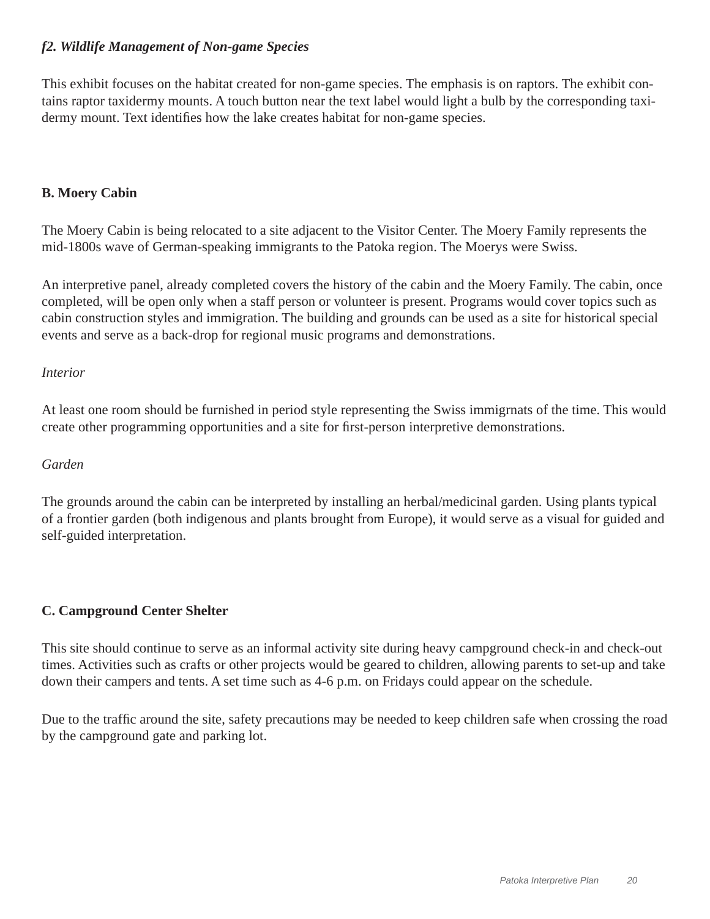#### *f2. Wildlife Management of Non-game Species*

This exhibit focuses on the habitat created for non-game species. The emphasis is on raptors. The exhibit contains raptor taxidermy mounts. A touch button near the text label would light a bulb by the corresponding taxidermy mount. Text identifies how the lake creates habitat for non-game species.

### B. Moery Cabin

The Moery Cabin is being relocated to a site adjacent to the Visitor Center. The Moery Family represents the mid-1800s wave of German-speaking immigrants to the Patoka region. The Moerys were Swiss.

An interpretive panel, already completed covers the history of the cabin and the Moery Family. The cabin, once completed, will be open only when a staff person or volunteer is present. Programs would cover topics such as cabin construction styles and immigration. The building and grounds can be used as a site for historical special events and serve as a back-drop for regional music programs and demonstrations.

*Interior*

At least one room should be furnished in period style representing the Swiss immigrnats of the time. This would create other programming opportunities and a site for first-person interpretive demonstrations.

*Garden*

The grounds around the cabin can be interpreted by installing an herbal/medicinal garden. Using plants typical of a frontier garden (both indigenous and plants brought from Europe), it would serve as a visual for guided and self-guided interpretation.

### C. Campground Center Shelter

This site should continue to serve as an informal activity site during heavy campground check-in and check-out times. Activities such as crafts or other projects would be geared to children, allowing parents to set-up and take down their campers and tents. A set time such as 4-6 p.m. on Fridays could appear on the schedule.

Due to the traffic around the site, safety precautions may be needed to keep children safe when crossing the road by the campground gate and parking lot.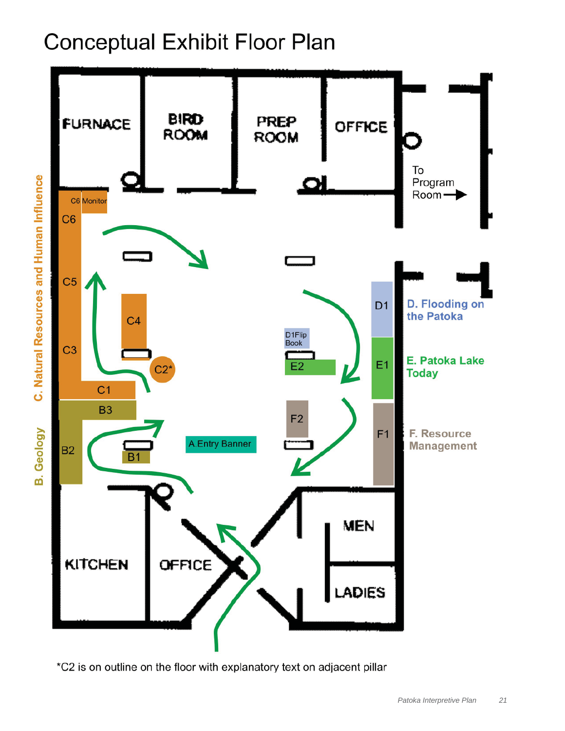# Conceptual Exhibit Floor Plan

FURNACE

BIRD ROOM

PREP ROOM

OFFICE

To Program Room

C. Natural Resources and Human Influence

C6 Monitor

C6

C5

C4

C3

C2*

C1

B. Geology

B3

B2

B1

A.Entry Banner

D1Flip Book

E2

F2

D1

D. Flooding on the Patoka

E1

E. Patoka Lake Today

F1

F. Resource Management

KITCHEN

OFFICE

MEN

LADIES

*C2 is on outline on the floor with explanatory text on adjacent pillar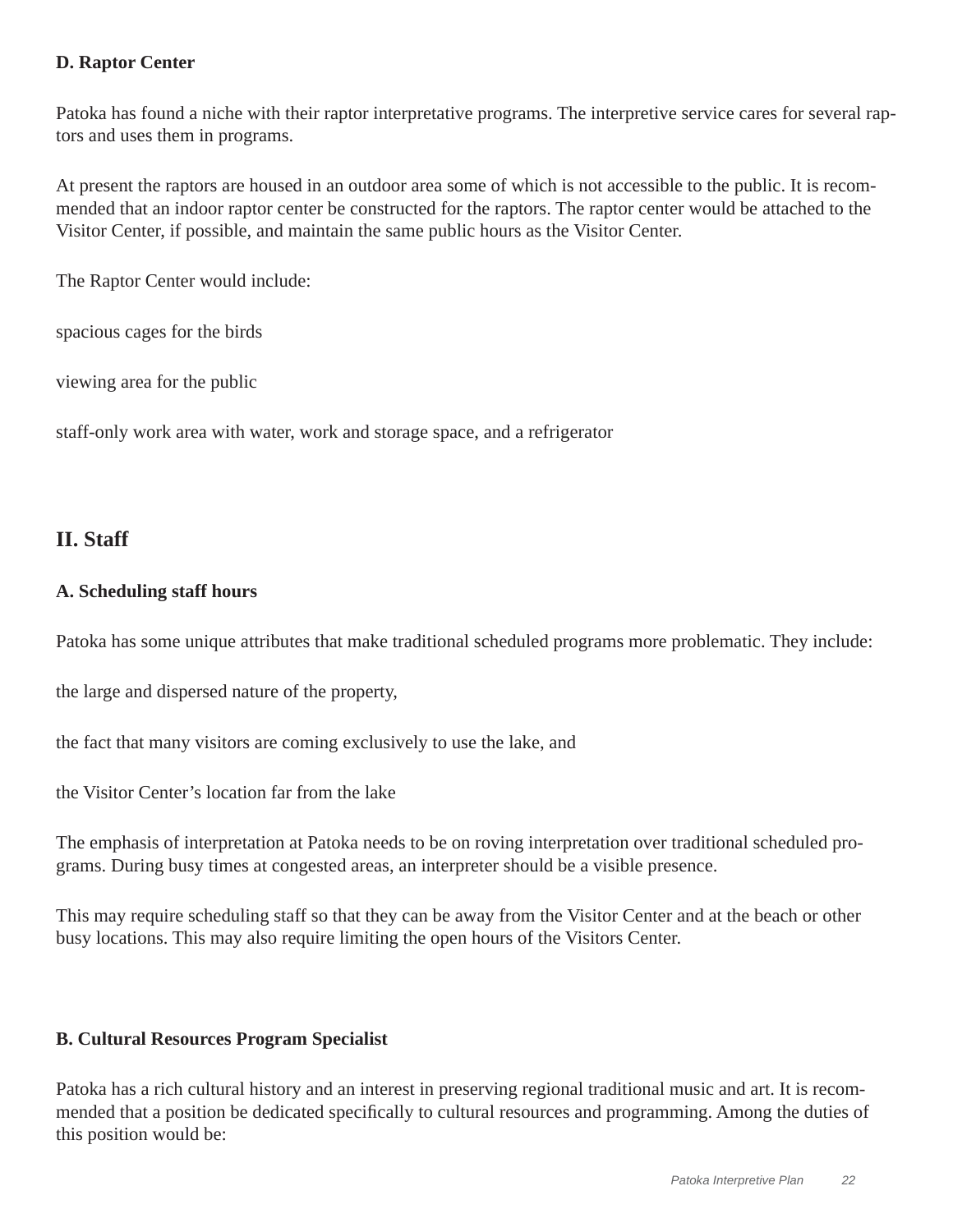### D. Raptor Center

Patoka has found a niche with their raptor interpretative programs. The interpretive service cares for several raptors and uses them in programs.

At present the raptors are housed in an outdoor area some of which is not accessible to the public. It is recommended that an indoor raptor center be constructed for the raptors. The raptor center would be attached to the Visitor Center, if possible, and maintain the same public hours as the Visitor Center.

The Raptor Center would include:

spacious cages for the birds

viewing area for the public

staff-only work area with water, work and storage space, and a refrigerator

## II. Staff

### A. Scheduling staff hours

Patoka has some unique attributes that make traditional scheduled programs more problematic. They include:

the large and dispersed nature of the property,

the fact that many visitors are coming exclusively to use the lake, and

the Visitor Center's location far from the lake

The emphasis of interpretation at Patoka needs to be on roving interpretation over traditional scheduled programs. During busy times at congested areas, an interpreter should be a visible presence.

This may require scheduling staff so that they can be away from the Visitor Center and at the beach or other busy locations. This may also require limiting the open hours of the Visitors Center.

### B. Cultural Resources Program Specialist

Patoka has a rich cultural history and an interest in preserving regional traditional music and art. It is recommended that a position be dedicated specifically to cultural resources and programming. Among the duties of this position would be: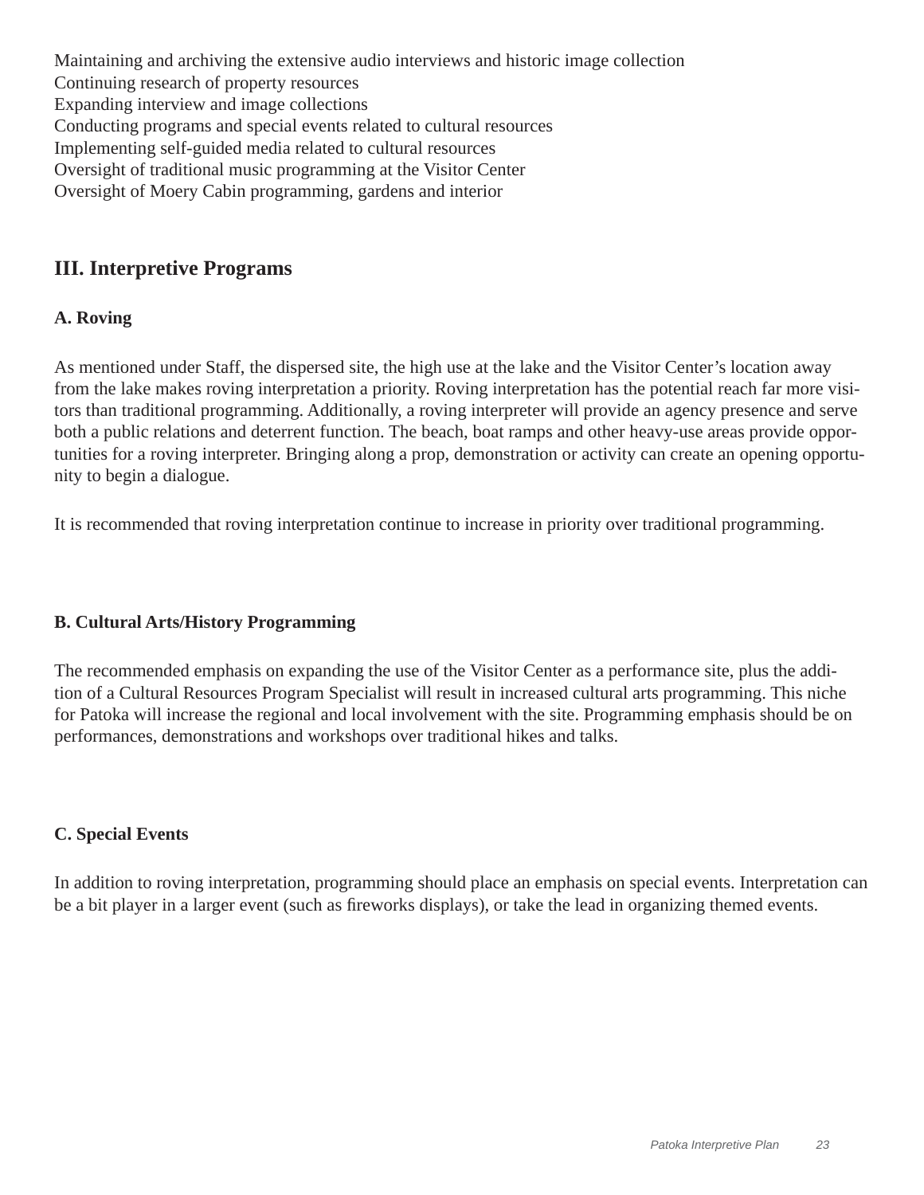Maintaining and archiving the extensive audio interviews and historic image collection
Continuing research of property resources
Expanding interview and image collections
Conducting programs and special events related to cultural resources
Implementing self-guided media related to cultural resources
Oversight of traditional music programming at the Visitor Center
Oversight of Moery Cabin programming, gardens and interior

## III. Interpretive Programs

### A. Roving

As mentioned under Staff, the dispersed site, the high use at the lake and the Visitor Center's location away from the lake makes roving interpretation a priority. Roving interpretation has the potential reach far more visitors than traditional programming. Additionally, a roving interpreter will provide an agency presence and serve both a public relations and deterrent function. The beach, boat ramps and other heavy-use areas provide opportunities for a roving interpreter. Bringing along a prop, demonstration or activity can create an opening opportunity to begin a dialogue.

It is recommended that roving interpretation continue to increase in priority over traditional programming.

### B. Cultural Arts/History Programming

The recommended emphasis on expanding the use of the Visitor Center as a performance site, plus the addition of a Cultural Resources Program Specialist will result in increased cultural arts programming. This niche for Patoka will increase the regional and local involvement with the site. Programming emphasis should be on performances, demonstrations and workshops over traditional hikes and talks.

### C. Special Events

In addition to roving interpretation, programming should place an emphasis on special events. Interpretation can be a bit player in a larger event (such as fireworks displays), or take the lead in organizing themed events.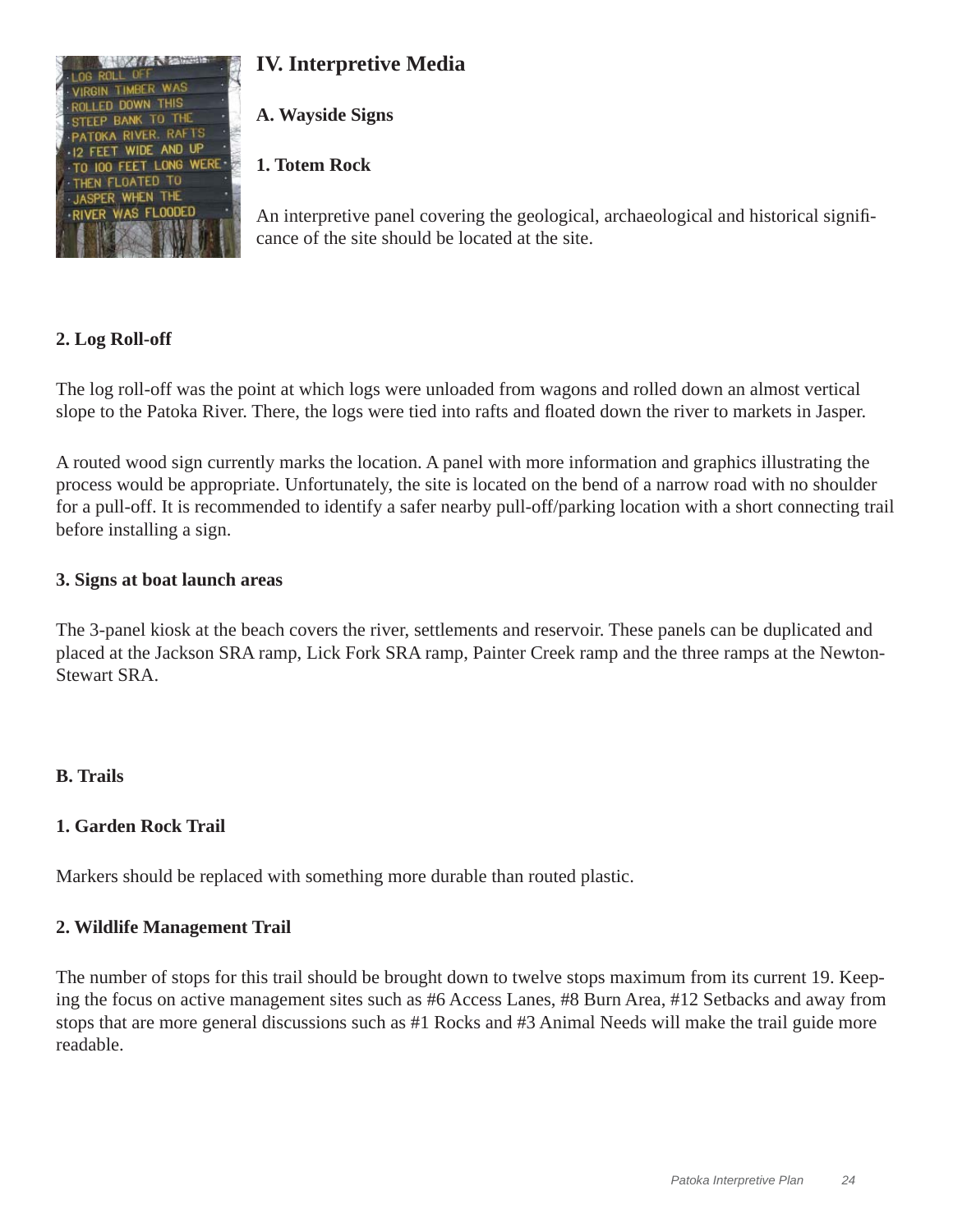# IV. Interpretive Media

## A. Wayside Signs

### 1. Totem Rock

An interpretive panel covering the geological, archaeological and historical significance of the site should be located at the site.

### 2. Log Roll-off

The log roll-off was the point at which logs were unloaded from wagons and rolled down an almost vertical slope to the Patoka River. There, the logs were tied into rafts and floated down the river to markets in Jasper.

A routed wood sign currently marks the location. A panel with more information and graphics illustrating the process would be appropriate. Unfortunately, the site is located on the bend of a narrow road with no shoulder for a pull-off. It is recommended to identify a safer nearby pull-off/parking location with a short connecting trail before installing a sign.

### 3. Signs at boat launch areas

The 3-panel kiosk at the beach covers the river, settlements and reservoir. These panels can be duplicated and placed at the Jackson SRA ramp, Lick Fork SRA ramp, Painter Creek ramp and the three ramps at the Newton-Stewart SRA.

## B. Trails

### 1. Garden Rock Trail

Markers should be replaced with something more durable than routed plastic.

### 2. Wildlife Management Trail

The number of stops for this trail should be brought down to twelve stops maximum from its current 19. Keeping the focus on active management sites such as #6 Access Lanes, #8 Burn Area, #12 Setbacks and away from stops that are more general discussions such as #1 Rocks and #3 Animal Needs will make the trail guide more readable.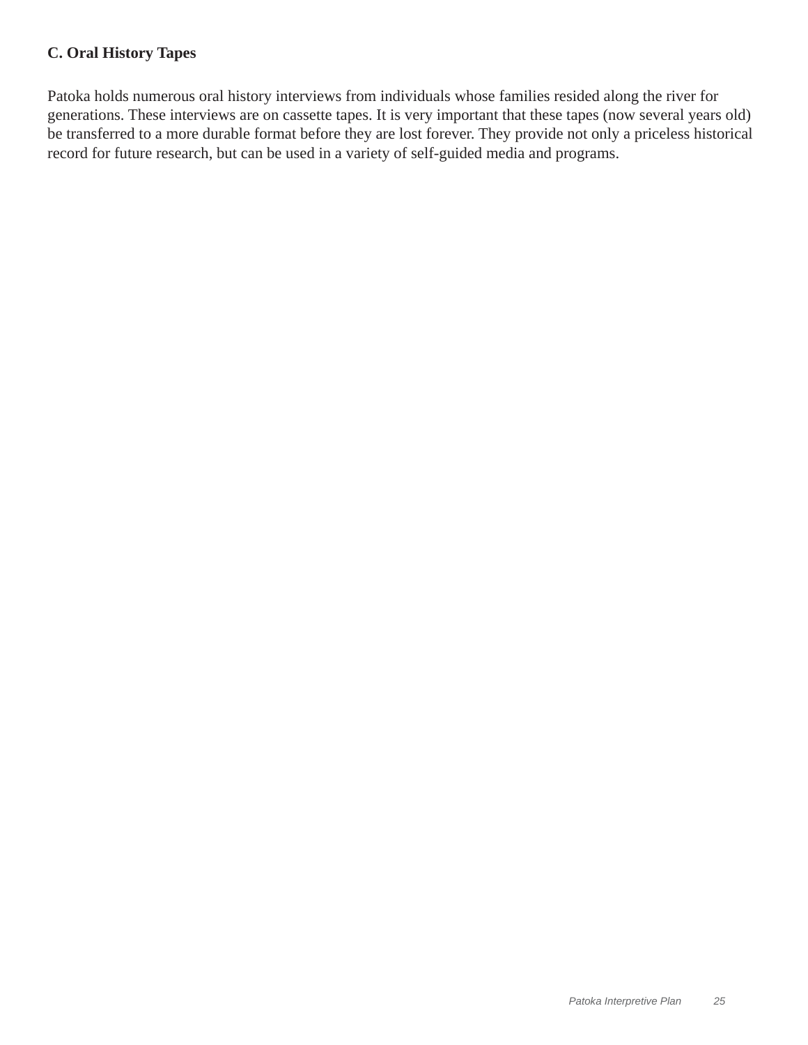### C. Oral History Tapes

Patoka holds numerous oral history interviews from individuals whose families resided along the river for generations. These interviews are on cassette tapes. It is very important that these tapes (now several years old) be transferred to a more durable format before they are lost forever. They provide not only a priceless historical record for future research, but can be used in a variety of self-guided media and programs.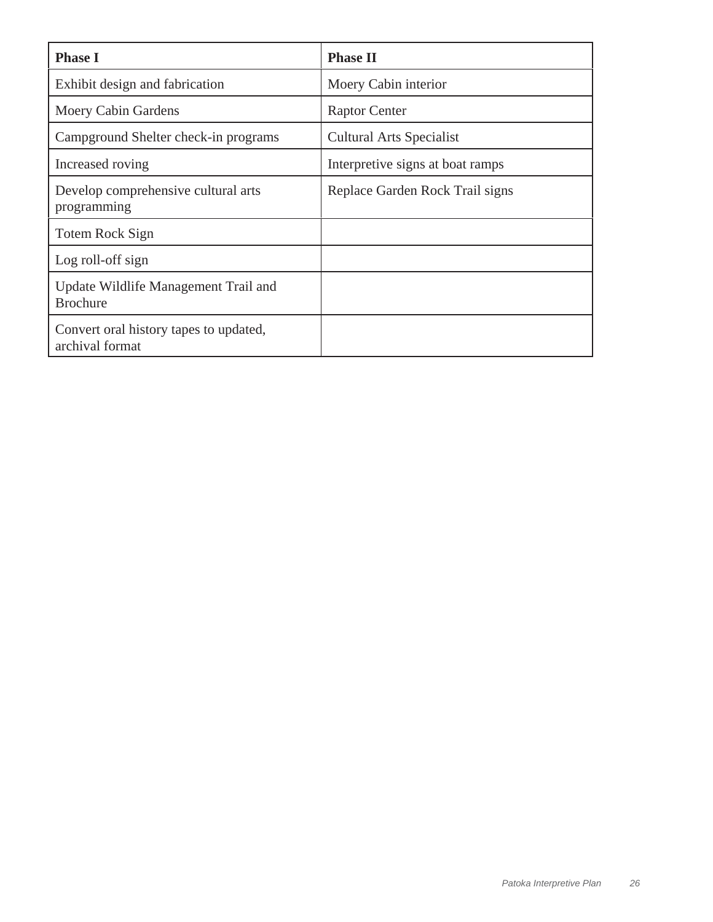| Phase I | Phase II |
|---|---|
| Exhibit design and fabrication | Moery Cabin interior |
| Moery Cabin Gardens | Raptor Center |
| Campground Shelter check-in programs | Cultural Arts Specialist |
| Increased roving | Interpretive signs at boat ramps |
| Develop comprehensive cultural arts programming | Replace Garden Rock Trail signs |
| Totem Rock Sign | |
| Log roll-off sign | |
| Update Wildlife Management Trail and Brochure | |
| Convert oral history tapes to updated, archival format | |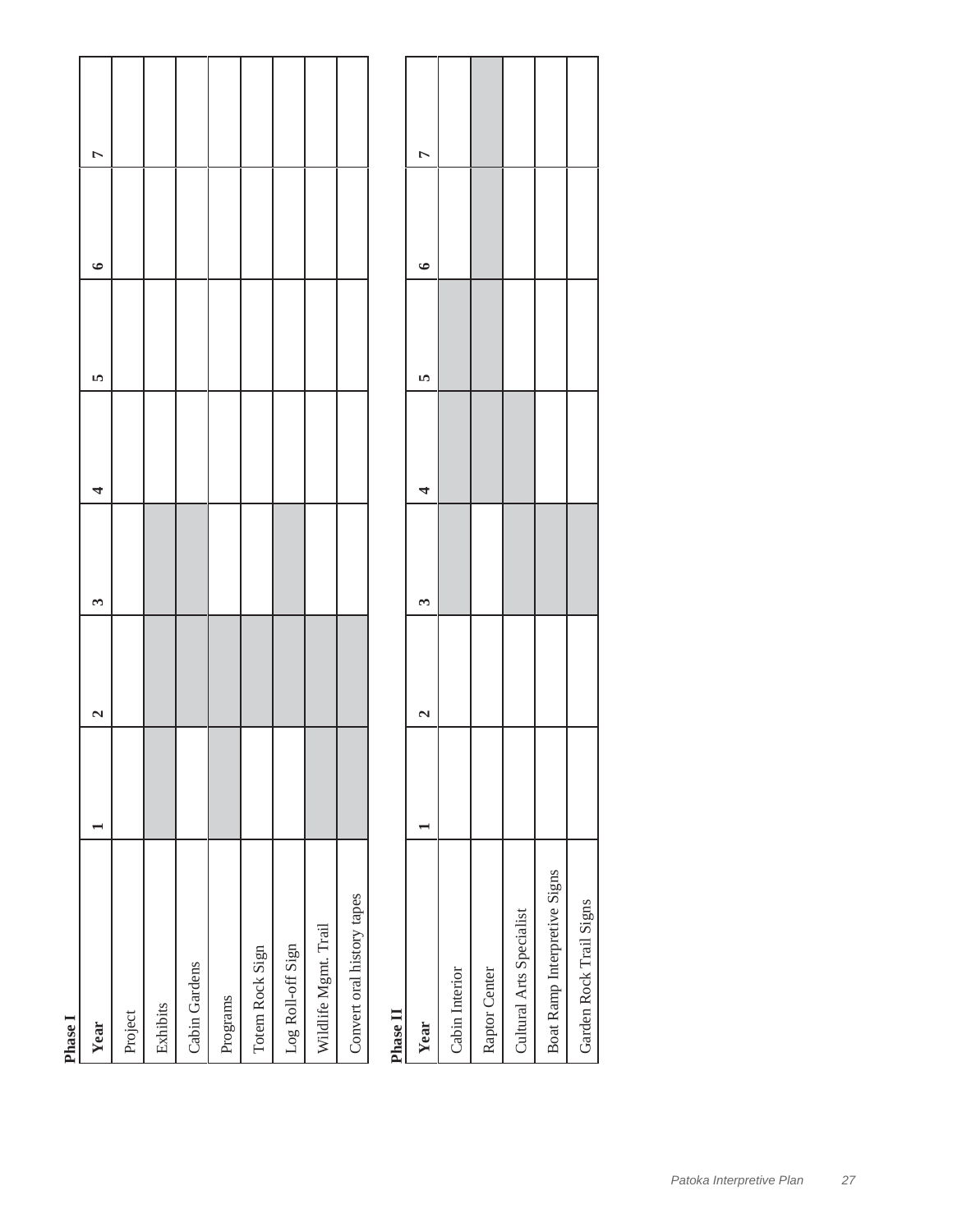**Phase I**

| Year | 1 | 2 | 3 | 4 | 5 | 6 | 7 |
|---|---|---|---|---|---|---|---|
| Project | | | | | | | |
| Exhibits | ■ | ■ | ■ | | | | |
| Cabin Gardens | | ■ | ■ | | | | |
| Programs | ■ | ■ | | | | | |
| Totem Rock Sign | | ■ | | | | | |
| Log Roll-off Sign | | ■ | ■ | | | | |
| Wildlife Mgmt. Trail | ■ | ■ | | | | | |
| Convert oral history tapes | ■ | ■ | | | | | |

**Phase II**

| Year | 1 | 2 | 3 | 4 | 5 | 6 | 7 |
|---|---|---|---|---|---|---|---|
| Cabin Interior | | | ■ | ■ | ■ | | |
| Raptor Center | | | | ■ | ■ | ■ | ■ |
| Cultural Arts Specialist | | | ■ | ■ | | | |
| Boat Ramp Interpretive Signs | | | ■ | | | | |
| Garden Rock Trail Signs | | | ■ | | | | |